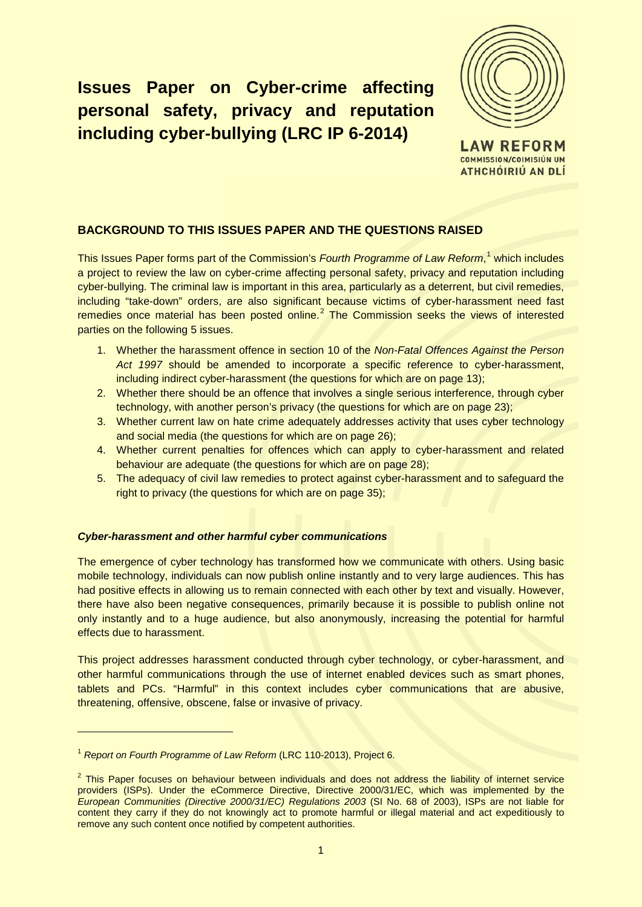# Issues Paper on Cyber-crime affecting personal safety, privacy and reputation including cyber-bullying (LRC IP 6-2014)

LAW REFORM COMMISSION/COIMISIÚN UM ATHCHÓIRIÚ AN DLÍ

## BACKGROUND TO THIS ISSUES PAPER AND THE QUESTIONS RAISED

This Issues Paper forms part of the Commission's *Fourth Programme of Law Reform*,[1] which includes a project to review the law on cyber-crime affecting personal safety, privacy and reputation including cyber-bullying. The criminal law is important in this area, particularly as a deterrent, but civil remedies, including "take-down" orders, are also significant because victims of cyber-harassment need fast remedies once material has been posted online.[2] The Commission seeks the views of interested parties on the following 5 issues.

1. Whether the harassment offence in section 10 of the *Non-Fatal Offences Against the Person Act 1997* should be amended to incorporate a specific reference to cyber-harassment, including indirect cyber-harassment (the questions for which are on page 13);
2. Whether there should be an offence that involves a single serious interference, through cyber technology, with another person's privacy (the questions for which are on page 23);
3. Whether current law on hate crime adequately addresses activity that uses cyber technology and social media (the questions for which are on page 26);
4. Whether current penalties for offences which can apply to cyber-harassment and related behaviour are adequate (the questions for which are on page 28);
5. The adequacy of civil law remedies to protect against cyber-harassment and to safeguard the right to privacy (the questions for which are on page 35);

### *Cyber-harassment and other harmful cyber communications*

The emergence of cyber technology has transformed how we communicate with others. Using basic mobile technology, individuals can now publish online instantly and to very large audiences. This has had positive effects in allowing us to remain connected with each other by text and visually. However, there have also been negative consequences, primarily because it is possible to publish online not only instantly and to a huge audience, but also anonymously, increasing the potential for harmful effects due to harassment.

This project addresses harassment conducted through cyber technology, or cyber-harassment, and other harmful communications through the use of internet enabled devices such as smart phones, tablets and PCs. "Harmful" in this context includes cyber communications that are abusive, threatening, offensive, obscene, false or invasive of privacy.

---

[1] *Report on Fourth Programme of Law Reform* (LRC 110-2013), Project 6.

[2] This Paper focuses on behaviour between individuals and does not address the liability of internet service providers (ISPs). Under the eCommerce Directive, Directive 2000/31/EC, which was implemented by the *European Communities (Directive 2000/31/EC) Regulations 2003* (SI No. 68 of 2003), ISPs are not liable for content they carry if they do not knowingly act to promote harmful or illegal material and act expeditiously to remove any such content once notified by competent authorities.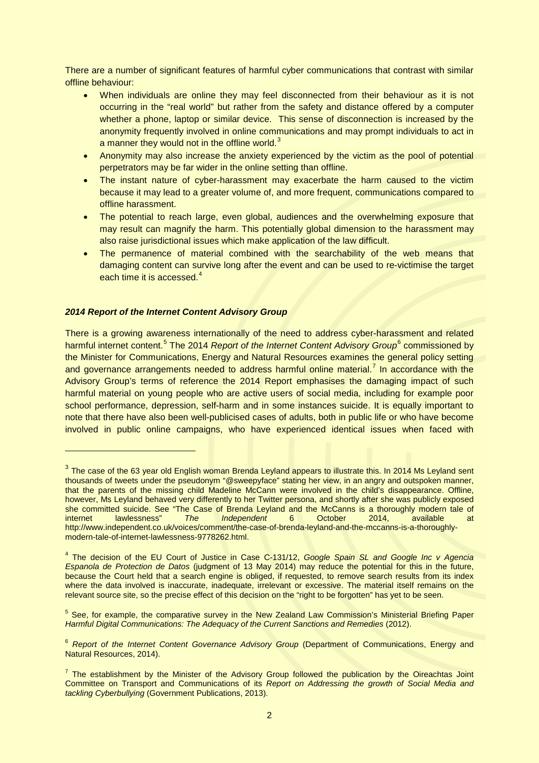There are a number of significant features of harmful cyber communications that contrast with similar offline behaviour:

- When individuals are online they may feel disconnected from their behaviour as it is not occurring in the "real world" but rather from the safety and distance offered by a computer whether a phone, laptop or similar device. This sense of disconnection is increased by the anonymity frequently involved in online communications and may prompt individuals to act in a manner they would not in the offline world.[3]
- Anonymity may also increase the anxiety experienced by the victim as the pool of potential perpetrators may be far wider in the online setting than offline.
- The instant nature of cyber-harassment may exacerbate the harm caused to the victim because it may lead to a greater volume of, and more frequent, communications compared to offline harassment.
- The potential to reach large, even global, audiences and the overwhelming exposure that may result can magnify the harm. This potentially global dimension to the harassment may also raise jurisdictional issues which make application of the law difficult.
- The permanence of material combined with the searchability of the web means that damaging content can survive long after the event and can be used to re-victimise the target each time it is accessed.[4]

### *2014 Report of the Internet Content Advisory Group*

There is a growing awareness internationally of the need to address cyber-harassment and related harmful internet content.[5] The 2014 *Report of the Internet Content Advisory Group*[6] commissioned by the Minister for Communications, Energy and Natural Resources examines the general policy setting and governance arrangements needed to address harmful online material.[7] In accordance with the Advisory Group's terms of reference the 2014 Report emphasises the damaging impact of such harmful material on young people who are active users of social media, including for example poor school performance, depression, self-harm and in some instances suicide. It is equally important to note that there have also been well-publicised cases of adults, both in public life or who have become involved in public online campaigns, who have experienced identical issues when faced with

---

[3] The case of the 63 year old English woman Brenda Leyland appears to illustrate this. In 2014 Ms Leyland sent thousands of tweets under the pseudonym "@sweepyface" stating her view, in an angry and outspoken manner, that the parents of the missing child Madeline McCann were involved in the child's disappearance. Offline, however, Ms Leyland behaved very differently to her Twitter persona, and shortly after she was publicly exposed she committed suicide. See "The Case of Brenda Leyland and the McCanns is a thoroughly modern tale of internet lawlessness" *The Independent* 6 October 2014, available at http://www.independent.co.uk/voices/comment/the-case-of-brenda-leyland-and-the-mccanns-is-a-thoroughly-modern-tale-of-internet-lawlessness-9778262.html.

[4] The decision of the EU Court of Justice in Case C-131/12, *Google Spain SL and Google Inc v Agencia Espanola de Protection de Datos* (judgment of 13 May 2014) may reduce the potential for this in the future, because the Court held that a search engine is obliged, if requested, to remove search results from its index where the data involved is inaccurate, inadequate, irrelevant or excessive. The material itself remains on the relevant source site, so the precise effect of this decision on the "right to be forgotten" has yet to be seen.

[5] See, for example, the comparative survey in the New Zealand Law Commission's Ministerial Briefing Paper *Harmful Digital Communications: The Adequacy of the Current Sanctions and Remedies* (2012).

[6] *Report of the Internet Content Governance Advisory Group* (Department of Communications, Energy and Natural Resources, 2014).

[7] The establishment by the Minister of the Advisory Group followed the publication by the Oireachtas Joint Committee on Transport and Communications of its *Report on Addressing the growth of Social Media and tackling Cyberbullying* (Government Publications, 2013).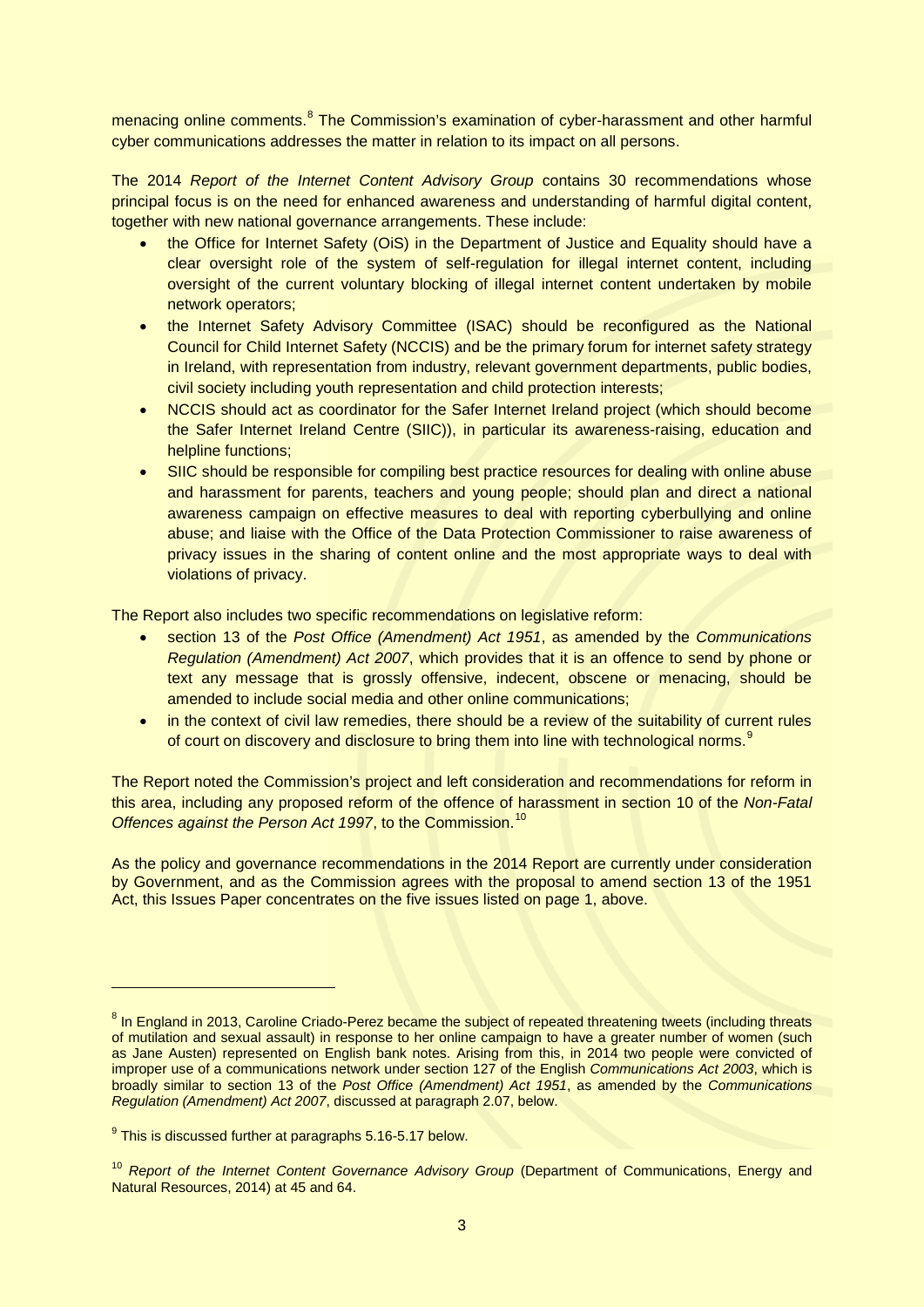menacing online comments.[8] The Commission's examination of cyber-harassment and other harmful cyber communications addresses the matter in relation to its impact on all persons.

The 2014 *Report of the Internet Content Advisory Group* contains 30 recommendations whose principal focus is on the need for enhanced awareness and understanding of harmful digital content, together with new national governance arrangements. These include:

- the Office for Internet Safety (OiS) in the Department of Justice and Equality should have a clear oversight role of the system of self-regulation for illegal internet content, including oversight of the current voluntary blocking of illegal internet content undertaken by mobile network operators;
- the Internet Safety Advisory Committee (ISAC) should be reconfigured as the National Council for Child Internet Safety (NCCIS) and be the primary forum for internet safety strategy in Ireland, with representation from industry, relevant government departments, public bodies, civil society including youth representation and child protection interests;
- NCCIS should act as coordinator for the Safer Internet Ireland project (which should become the Safer Internet Ireland Centre (SIIC)), in particular its awareness-raising, education and helpline functions;
- SIIC should be responsible for compiling best practice resources for dealing with online abuse and harassment for parents, teachers and young people; should plan and direct a national awareness campaign on effective measures to deal with reporting cyberbullying and online abuse; and liaise with the Office of the Data Protection Commissioner to raise awareness of privacy issues in the sharing of content online and the most appropriate ways to deal with violations of privacy.

The Report also includes two specific recommendations on legislative reform:

- section 13 of the *Post Office (Amendment) Act 1951*, as amended by the *Communications Regulation (Amendment) Act 2007*, which provides that it is an offence to send by phone or text any message that is grossly offensive, indecent, obscene or menacing, should be amended to include social media and other online communications;
- in the context of civil law remedies, there should be a review of the suitability of current rules of court on discovery and disclosure to bring them into line with technological norms.[9]

The Report noted the Commission's project and left consideration and recommendations for reform in this area, including any proposed reform of the offence of harassment in section 10 of the *Non-Fatal Offences against the Person Act 1997*, to the Commission.[10]

As the policy and governance recommendations in the 2014 Report are currently under consideration by Government, and as the Commission agrees with the proposal to amend section 13 of the 1951 Act, this Issues Paper concentrates on the five issues listed on page 1, above.

---

[8] In England in 2013, Caroline Criado-Perez became the subject of repeated threatening tweets (including threats of mutilation and sexual assault) in response to her online campaign to have a greater number of women (such as Jane Austen) represented on English bank notes. Arising from this, in 2014 two people were convicted of improper use of a communications network under section 127 of the English *Communications Act 2003*, which is broadly similar to section 13 of the *Post Office (Amendment) Act 1951*, as amended by the *Communications Regulation (Amendment) Act 2007*, discussed at paragraph 2.07, below.

[9] This is discussed further at paragraphs 5.16-5.17 below.

[10] *Report of the Internet Content Governance Advisory Group* (Department of Communications, Energy and Natural Resources, 2014) at 45 and 64.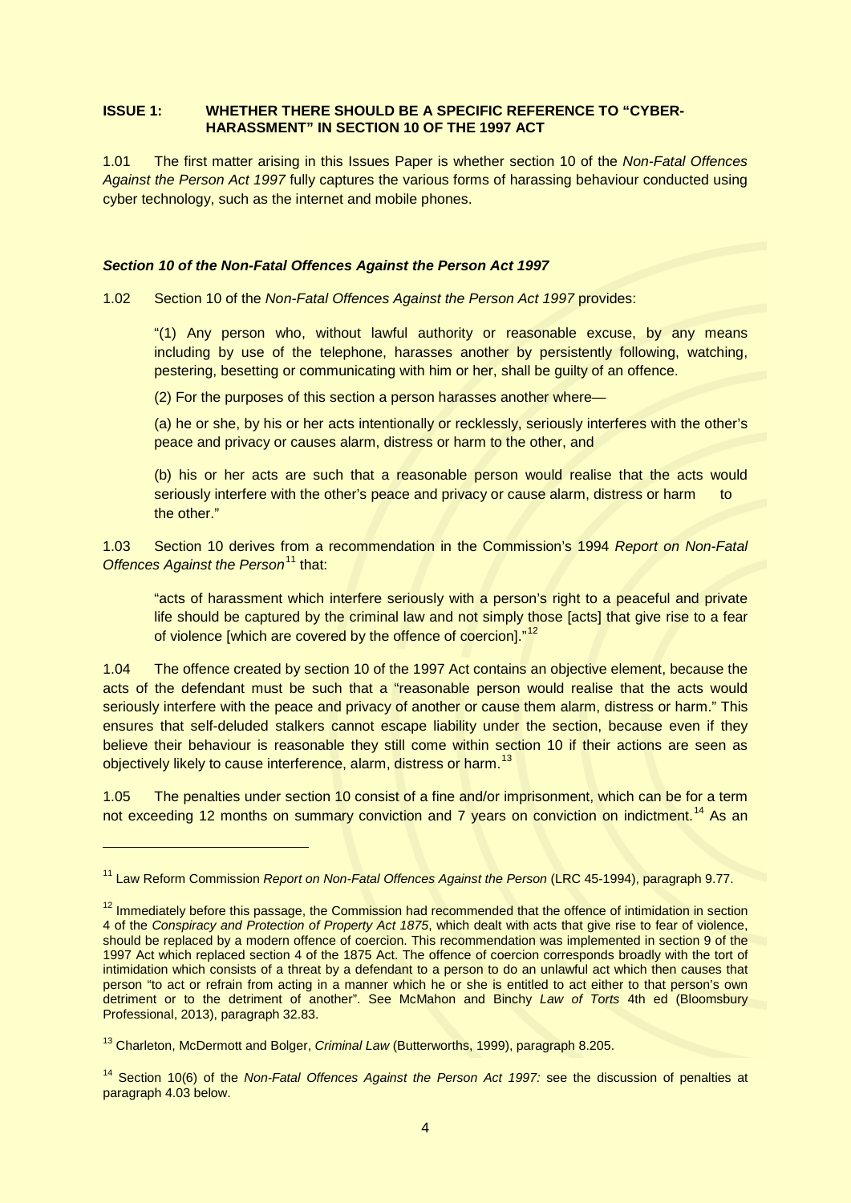## ISSUE 1: WHETHER THERE SHOULD BE A SPECIFIC REFERENCE TO "CYBER-HARASSMENT" IN SECTION 10 OF THE 1997 ACT

1.01 The first matter arising in this Issues Paper is whether section 10 of the *Non-Fatal Offences Against the Person Act 1997* fully captures the various forms of harassing behaviour conducted using cyber technology, such as the internet and mobile phones.

### *Section 10 of the Non-Fatal Offences Against the Person Act 1997*

1.02 Section 10 of the *Non-Fatal Offences Against the Person Act 1997* provides:

> "(1) Any person who, without lawful authority or reasonable excuse, by any means including by use of the telephone, harasses another by persistently following, watching, pestering, besetting or communicating with him or her, shall be guilty of an offence.
>
> (2) For the purposes of this section a person harasses another where—
>
> (a) he or she, by his or her acts intentionally or recklessly, seriously interferes with the other's peace and privacy or causes alarm, distress or harm to the other, and
>
> (b) his or her acts are such that a reasonable person would realise that the acts would seriously interfere with the other's peace and privacy or cause alarm, distress or harm to the other."

1.03 Section 10 derives from a recommendation in the Commission's 1994 *Report on Non-Fatal Offences Against the Person*[11] that:

> "acts of harassment which interfere seriously with a person's right to a peaceful and private life should be captured by the criminal law and not simply those [acts] that give rise to a fear of violence [which are covered by the offence of coercion]."[12]

1.04 The offence created by section 10 of the 1997 Act contains an objective element, because the acts of the defendant must be such that a "reasonable person would realise that the acts would seriously interfere with the peace and privacy of another or cause them alarm, distress or harm." This ensures that self-deluded stalkers cannot escape liability under the section, because even if they believe their behaviour is reasonable they still come within section 10 if their actions are seen as objectively likely to cause interference, alarm, distress or harm.[13]

1.05 The penalties under section 10 consist of a fine and/or imprisonment, which can be for a term not exceeding 12 months on summary conviction and 7 years on conviction on indictment.[14] As an

---

[11] Law Reform Commission *Report on Non-Fatal Offences Against the Person* (LRC 45-1994), paragraph 9.77.

[12] Immediately before this passage, the Commission had recommended that the offence of intimidation in section 4 of the *Conspiracy and Protection of Property Act 1875*, which dealt with acts that give rise to fear of violence, should be replaced by a modern offence of coercion. This recommendation was implemented in section 9 of the 1997 Act which replaced section 4 of the 1875 Act. The offence of coercion corresponds broadly with the tort of intimidation which consists of a threat by a defendant to a person to do an unlawful act which then causes that person "to act or refrain from acting in a manner which he or she is entitled to act either to that person's own detriment or to the detriment of another". See McMahon and Binchy *Law of Torts* 4th ed (Bloomsbury Professional, 2013), paragraph 32.83.

[13] Charleton, McDermott and Bolger, *Criminal Law* (Butterworths, 1999), paragraph 8.205.

[14] Section 10(6) of the *Non-Fatal Offences Against the Person Act 1997:* see the discussion of penalties at paragraph 4.03 below.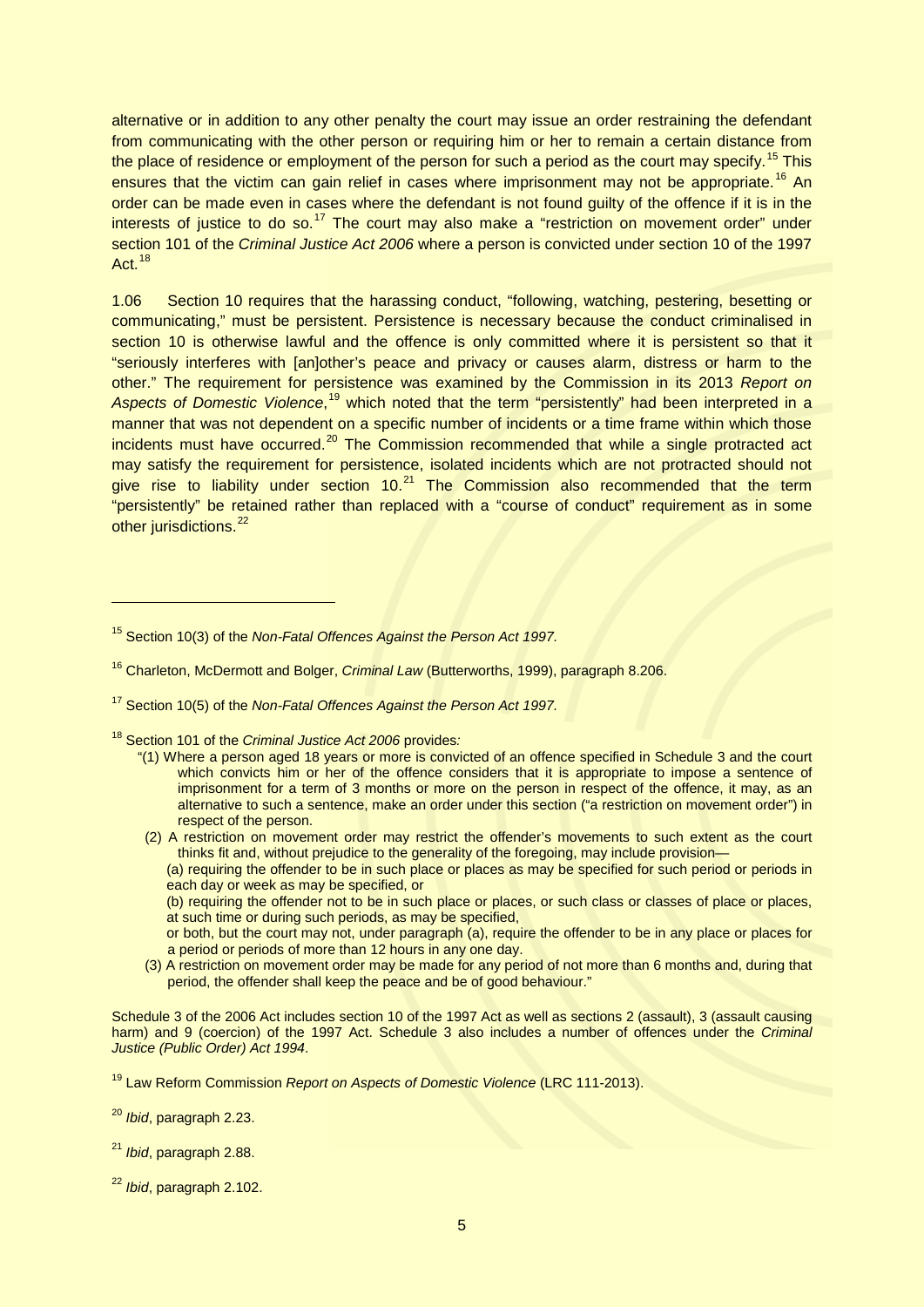alternative or in addition to any other penalty the court may issue an order restraining the defendant from communicating with the other person or requiring him or her to remain a certain distance from the place of residence or employment of the person for such a period as the court may specify.[15] This ensures that the victim can gain relief in cases where imprisonment may not be appropriate.[16] An order can be made even in cases where the defendant is not found guilty of the offence if it is in the interests of justice to do so.[17] The court may also make a "restriction on movement order" under section 101 of the *Criminal Justice Act 2006* where a person is convicted under section 10 of the 1997 Act.[18]

1.06 Section 10 requires that the harassing conduct, "following, watching, pestering, besetting or communicating," must be persistent. Persistence is necessary because the conduct criminalised in section 10 is otherwise lawful and the offence is only committed where it is persistent so that it "seriously interferes with [an]other's peace and privacy or causes alarm, distress or harm to the other." The requirement for persistence was examined by the Commission in its 2013 *Report on Aspects of Domestic Violence*,[19] which noted that the term "persistently" had been interpreted in a manner that was not dependent on a specific number of incidents or a time frame within which those incidents must have occurred.[20] The Commission recommended that while a single protracted act may satisfy the requirement for persistence, isolated incidents which are not protracted should not give rise to liability under section 10.[21] The Commission also recommended that the term "persistently" be retained rather than replaced with a "course of conduct" requirement as in some other jurisdictions.[22]

---

[15] Section 10(3) of the *Non-Fatal Offences Against the Person Act 1997.*

[16] Charleton, McDermott and Bolger, *Criminal Law* (Butterworths, 1999), paragraph 8.206.

[17] Section 10(5) of the *Non-Fatal Offences Against the Person Act 1997.*

[18] Section 101 of the *Criminal Justice Act 2006* provides:

> "(1) Where a person aged 18 years or more is convicted of an offence specified in Schedule 3 and the court which convicts him or her of the offence considers that it is appropriate to impose a sentence of imprisonment for a term of 3 months or more on the person in respect of the offence, it may, as an alternative to such a sentence, make an order under this section ("a restriction on movement order") in respect of the person.
>
> (2) A restriction on movement order may restrict the offender's movements to such extent as the court thinks fit and, without prejudice to the generality of the foregoing, may include provision—
>
> (a) requiring the offender to be in such place or places as may be specified for such period or periods in each day or week as may be specified, or
>
> (b) requiring the offender not to be in such place or places, or such class or classes of place or places, at such time or during such periods, as may be specified,
>
> or both, but the court may not, under paragraph (a), require the offender to be in any place or places for a period or periods of more than 12 hours in any one day.
>
> (3) A restriction on movement order may be made for any period of not more than 6 months and, during that period, the offender shall keep the peace and be of good behaviour."

Schedule 3 of the 2006 Act includes section 10 of the 1997 Act as well as sections 2 (assault), 3 (assault causing harm) and 9 (coercion) of the 1997 Act. Schedule 3 also includes a number of offences under the *Criminal Justice (Public Order) Act 1994*.

[19] Law Reform Commission *Report on Aspects of Domestic Violence* (LRC 111-2013).

[20] *Ibid*, paragraph 2.23.

[21] *Ibid*, paragraph 2.88.

[22] *Ibid*, paragraph 2.102.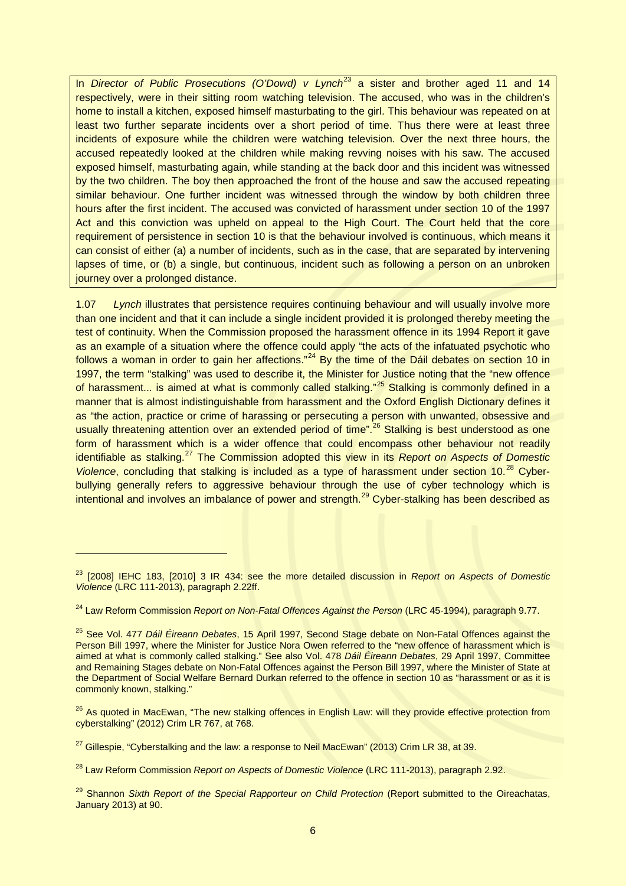In *Director of Public Prosecutions (O'Dowd) v Lynch*[23] a sister and brother aged 11 and 14 respectively, were in their sitting room watching television. The accused, who was in the children's home to install a kitchen, exposed himself masturbating to the girl. This behaviour was repeated on at least two further separate incidents over a short period of time. Thus there were at least three incidents of exposure while the children were watching television. Over the next three hours, the accused repeatedly looked at the children while making revving noises with his saw. The accused exposed himself, masturbating again, while standing at the back door and this incident was witnessed by the two children. The boy then approached the front of the house and saw the accused repeating similar behaviour. One further incident was witnessed through the window by both children three hours after the first incident. The accused was convicted of harassment under section 10 of the 1997 Act and this conviction was upheld on appeal to the High Court. The Court held that the core requirement of persistence in section 10 is that the behaviour involved is continuous, which means it can consist of either (a) a number of incidents, such as in the case, that are separated by intervening lapses of time, or (b) a single, but continuous, incident such as following a person on an unbroken journey over a prolonged distance.

1.07 *Lynch* illustrates that persistence requires continuing behaviour and will usually involve more than one incident and that it can include a single incident provided it is prolonged thereby meeting the test of continuity. When the Commission proposed the harassment offence in its 1994 Report it gave as an example of a situation where the offence could apply "the acts of the infatuated psychotic who follows a woman in order to gain her affections."[24] By the time of the Dáil debates on section 10 in 1997, the term "stalking" was used to describe it, the Minister for Justice noting that the "new offence of harassment... is aimed at what is commonly called stalking."[25] Stalking is commonly defined in a manner that is almost indistinguishable from harassment and the Oxford English Dictionary defines it as "the action, practice or crime of harassing or persecuting a person with unwanted, obsessive and usually threatening attention over an extended period of time".[26] Stalking is best understood as one form of harassment which is a wider offence that could encompass other behaviour not readily identifiable as stalking.[27] The Commission adopted this view in its *Report on Aspects of Domestic Violence*, concluding that stalking is included as a type of harassment under section 10.[28] Cyber-bullying generally refers to aggressive behaviour through the use of cyber technology which is intentional and involves an imbalance of power and strength.[29] Cyber-stalking has been described as

---

[23] [2008] IEHC 183, [2010] 3 IR 434: see the more detailed discussion in *Report on Aspects of Domestic Violence* (LRC 111-2013), paragraph 2.22ff.

[24] Law Reform Commission *Report on Non-Fatal Offences Against the Person* (LRC 45-1994), paragraph 9.77.

[25] See Vol. 477 *Dáil Éireann Debates*, 15 April 1997, Second Stage debate on Non-Fatal Offences against the Person Bill 1997, where the Minister for Justice Nora Owen referred to the "new offence of harassment which is aimed at what is commonly called stalking." See also Vol. 478 *Dáil Éireann Debates*, 29 April 1997, Committee and Remaining Stages debate on Non-Fatal Offences against the Person Bill 1997, where the Minister of State at the Department of Social Welfare Bernard Durkan referred to the offence in section 10 as "harassment or as it is commonly known, stalking."

[26] As quoted in MacEwan, "The new stalking offences in English Law: will they provide effective protection from cyberstalking" (2012) Crim LR 767, at 768.

[27] Gillespie, "Cyberstalking and the law: a response to Neil MacEwan" (2013) Crim LR 38, at 39.

[28] Law Reform Commission *Report on Aspects of Domestic Violence* (LRC 111-2013), paragraph 2.92.

[29] Shannon *Sixth Report of the Special Rapporteur on Child Protection* (Report submitted to the Oireachatas, January 2013) at 90.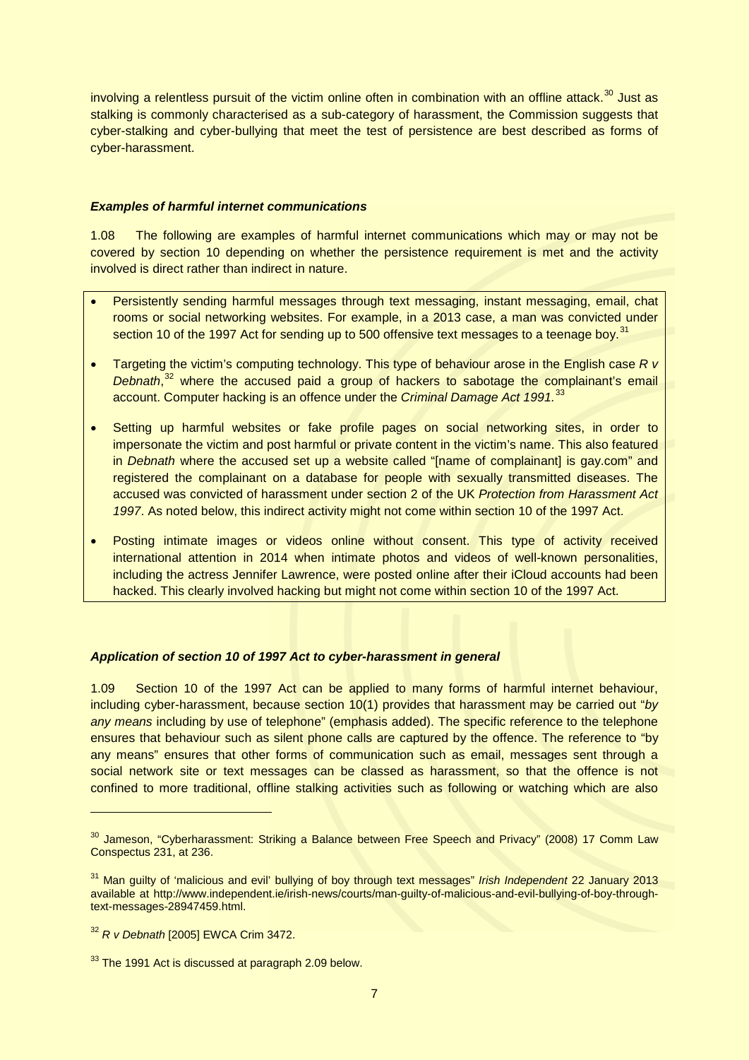involving a relentless pursuit of the victim online often in combination with an offline attack.[30] Just as stalking is commonly characterised as a sub-category of harassment, the Commission suggests that cyber-stalking and cyber-bullying that meet the test of persistence are best described as forms of cyber-harassment.

### *Examples of harmful internet communications*

1.08 The following are examples of harmful internet communications which may or may not be covered by section 10 depending on whether the persistence requirement is met and the activity involved is direct rather than indirect in nature.

- Persistently sending harmful messages through text messaging, instant messaging, email, chat rooms or social networking websites. For example, in a 2013 case, a man was convicted under section 10 of the 1997 Act for sending up to 500 offensive text messages to a teenage boy.[31]
- Targeting the victim's computing technology. This type of behaviour arose in the English case *R v Debnath*,[32] where the accused paid a group of hackers to sabotage the complainant's email account. Computer hacking is an offence under the *Criminal Damage Act 1991*.[33]
- Setting up harmful websites or fake profile pages on social networking sites, in order to impersonate the victim and post harmful or private content in the victim's name. This also featured in *Debnath* where the accused set up a website called "[name of complainant] is gay.com" and registered the complainant on a database for people with sexually transmitted diseases. The accused was convicted of harassment under section 2 of the UK *Protection from Harassment Act 1997*. As noted below, this indirect activity might not come within section 10 of the 1997 Act.
- Posting intimate images or videos online without consent. This type of activity received international attention in 2014 when intimate photos and videos of well-known personalities, including the actress Jennifer Lawrence, were posted online after their iCloud accounts had been hacked. This clearly involved hacking but might not come within section 10 of the 1997 Act.

### *Application of section 10 of 1997 Act to cyber-harassment in general*

1.09 Section 10 of the 1997 Act can be applied to many forms of harmful internet behaviour, including cyber-harassment, because section 10(1) provides that harassment may be carried out "*by any means* including by use of telephone" (emphasis added). The specific reference to the telephone ensures that behaviour such as silent phone calls are captured by the offence. The reference to "by any means" ensures that other forms of communication such as email, messages sent through a social network site or text messages can be classed as harassment, so that the offence is not confined to more traditional, offline stalking activities such as following or watching which are also

---

[30] Jameson, "Cyberharassment: Striking a Balance between Free Speech and Privacy" (2008) 17 Comm Law Conspectus 231, at 236.

[31] Man guilty of 'malicious and evil' bullying of boy through text messages" *Irish Independent* 22 January 2013 available at http://www.independent.ie/irish-news/courts/man-guilty-of-malicious-and-evil-bullying-of-boy-through-text-messages-28947459.html.

[32] *R v Debnath* [2005] EWCA Crim 3472.

[33] The 1991 Act is discussed at paragraph 2.09 below.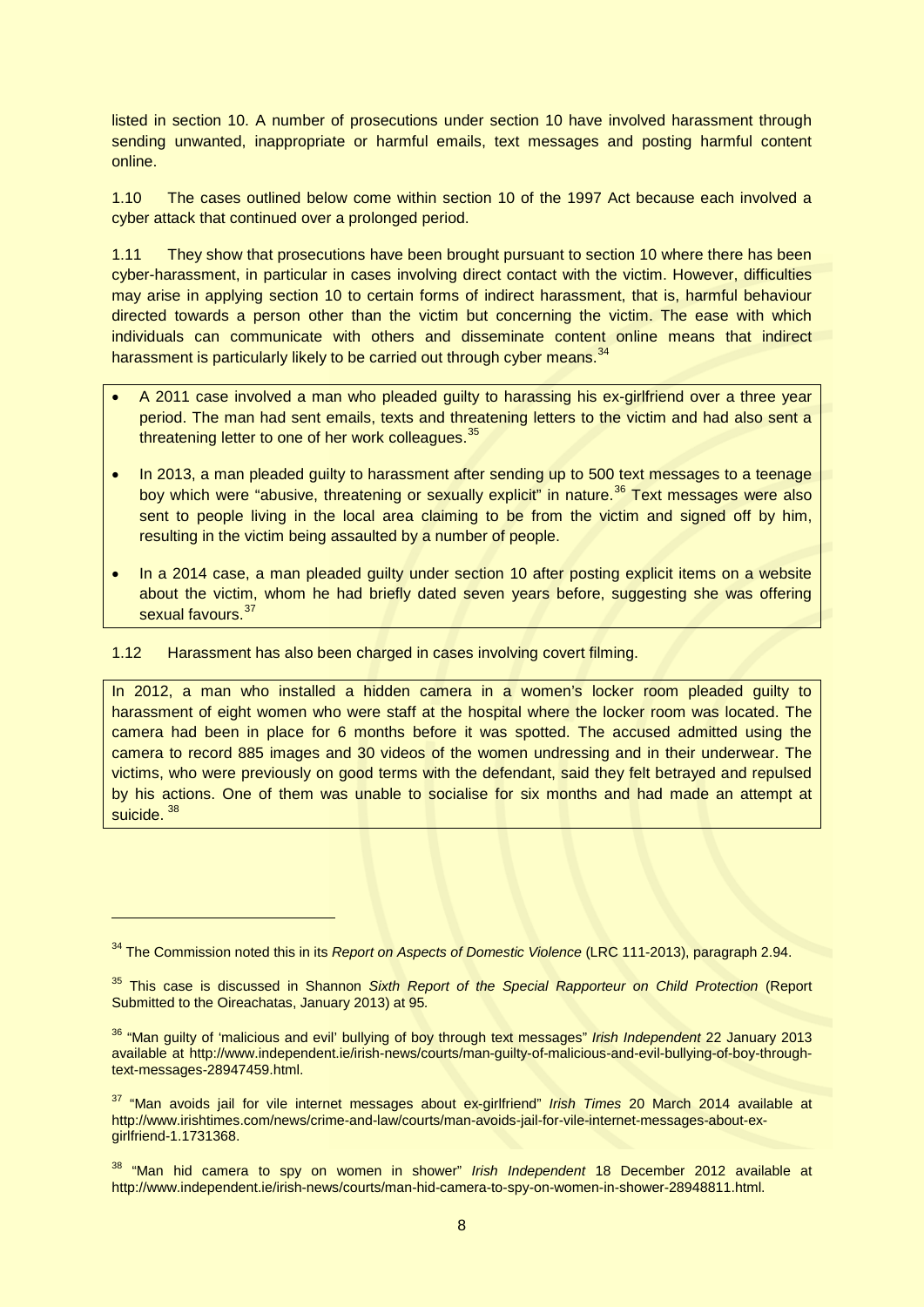listed in section 10. A number of prosecutions under section 10 have involved harassment through sending unwanted, inappropriate or harmful emails, text messages and posting harmful content online.

1.10 The cases outlined below come within section 10 of the 1997 Act because each involved a cyber attack that continued over a prolonged period.

1.11 They show that prosecutions have been brought pursuant to section 10 where there has been cyber-harassment, in particular in cases involving direct contact with the victim. However, difficulties may arise in applying section 10 to certain forms of indirect harassment, that is, harmful behaviour directed towards a person other than the victim but concerning the victim. The ease with which individuals can communicate with others and disseminate content online means that indirect harassment is particularly likely to be carried out through cyber means.[34]

- A 2011 case involved a man who pleaded guilty to harassing his ex-girlfriend over a three year period. The man had sent emails, texts and threatening letters to the victim and had also sent a threatening letter to one of her work colleagues.[35]
- In 2013, a man pleaded guilty to harassment after sending up to 500 text messages to a teenage boy which were "abusive, threatening or sexually explicit" in nature.[36] Text messages were also sent to people living in the local area claiming to be from the victim and signed off by him, resulting in the victim being assaulted by a number of people.
- In a 2014 case, a man pleaded guilty under section 10 after posting explicit items on a website about the victim, whom he had briefly dated seven years before, suggesting she was offering sexual favours.[37]

1.12 Harassment has also been charged in cases involving covert filming.

In 2012, a man who installed a hidden camera in a women's locker room pleaded guilty to harassment of eight women who were staff at the hospital where the locker room was located. The camera had been in place for 6 months before it was spotted. The accused admitted using the camera to record 885 images and 30 videos of the women undressing and in their underwear. The victims, who were previously on good terms with the defendant, said they felt betrayed and repulsed by his actions. One of them was unable to socialise for six months and had made an attempt at suicide.[38]

---

[34] The Commission noted this in its *Report on Aspects of Domestic Violence* (LRC 111-2013), paragraph 2.94.

[35] This case is discussed in Shannon *Sixth Report of the Special Rapporteur on Child Protection* (Report Submitted to the Oireachatas, January 2013) at 95.

[36] "Man guilty of 'malicious and evil' bullying of boy through text messages" *Irish Independent* 22 January 2013 available at http://www.independent.ie/irish-news/courts/man-guilty-of-malicious-and-evil-bullying-of-boy-through-text-messages-28947459.html.

[37] "Man avoids jail for vile internet messages about ex-girlfriend" *Irish Times* 20 March 2014 available at http://www.irishtimes.com/news/crime-and-law/courts/man-avoids-jail-for-vile-internet-messages-about-ex-girlfriend-1.1731368.

[38] "Man hid camera to spy on women in shower" *Irish Independent* 18 December 2012 available at http://www.independent.ie/irish-news/courts/man-hid-camera-to-spy-on-women-in-shower-28948811.html.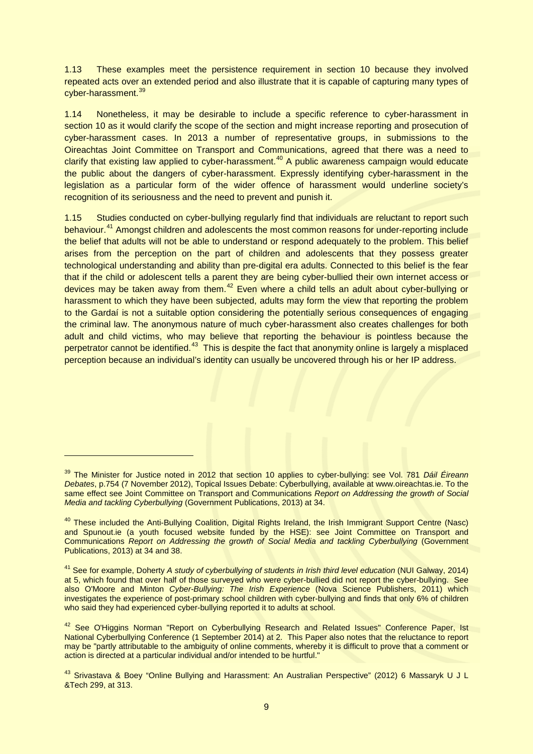1.13 These examples meet the persistence requirement in section 10 because they involved repeated acts over an extended period and also illustrate that it is capable of capturing many types of cyber-harassment.[39]

1.14 Nonetheless, it may be desirable to include a specific reference to cyber-harassment in section 10 as it would clarify the scope of the section and might increase reporting and prosecution of cyber-harassment cases. In 2013 a number of representative groups, in submissions to the Oireachtas Joint Committee on Transport and Communications, agreed that there was a need to clarify that existing law applied to cyber-harassment.[40] A public awareness campaign would educate the public about the dangers of cyber-harassment. Expressly identifying cyber-harassment in the legislation as a particular form of the wider offence of harassment would underline society's recognition of its seriousness and the need to prevent and punish it.

1.15 Studies conducted on cyber-bullying regularly find that individuals are reluctant to report such behaviour.[41] Amongst children and adolescents the most common reasons for under-reporting include the belief that adults will not be able to understand or respond adequately to the problem. This belief arises from the perception on the part of children and adolescents that they possess greater technological understanding and ability than pre-digital era adults. Connected to this belief is the fear that if the child or adolescent tells a parent they are being cyber-bullied their own internet access or devices may be taken away from them.[42] Even where a child tells an adult about cyber-bullying or harassment to which they have been subjected, adults may form the view that reporting the problem to the Gardaí is not a suitable option considering the potentially serious consequences of engaging the criminal law. The anonymous nature of much cyber-harassment also creates challenges for both adult and child victims, who may believe that reporting the behaviour is pointless because the perpetrator cannot be identified.[43] This is despite the fact that anonymity online is largely a misplaced perception because an individual's identity can usually be uncovered through his or her IP address.

---

[39] The Minister for Justice noted in 2012 that section 10 applies to cyber-bullying: see Vol. 781 *Dáil Éireann Debates*, p.754 (7 November 2012), Topical Issues Debate: Cyberbullying, available at www.oireachtas.ie. To the same effect see Joint Committee on Transport and Communications *Report on Addressing the growth of Social Media and tackling Cyberbullying* (Government Publications, 2013) at 34.

[40] These included the Anti-Bullying Coalition, Digital Rights Ireland, the Irish Immigrant Support Centre (Nasc) and Spunout.ie (a youth focused website funded by the HSE): see Joint Committee on Transport and Communications *Report on Addressing the growth of Social Media and tackling Cyberbullying* (Government Publications, 2013) at 34 and 38.

[41] See for example, Doherty *A study of cyberbullying of students in Irish third level education* (NUI Galway, 2014) at 5, which found that over half of those surveyed who were cyber-bullied did not report the cyber-bullying. See also O'Moore and Minton *Cyber-Bullying: The Irish Experience* (Nova Science Publishers, 2011) which investigates the experience of post-primary school children with cyber-bullying and finds that only 6% of children who said they had experienced cyber-bullying reported it to adults at school.

[42] See O'Higgins Norman "Report on Cyberbullying Research and Related Issues" Conference Paper, Ist National Cyberbullying Conference (1 September 2014) at 2. This Paper also notes that the reluctance to report may be "partly attributable to the ambiguity of online comments, whereby it is difficult to prove that a comment or action is directed at a particular individual and/or intended to be hurtful."

[43] Srivastava & Boey "Online Bullying and Harassment: An Australian Perspective" (2012) 6 Massaryk U J L &Tech 299, at 313.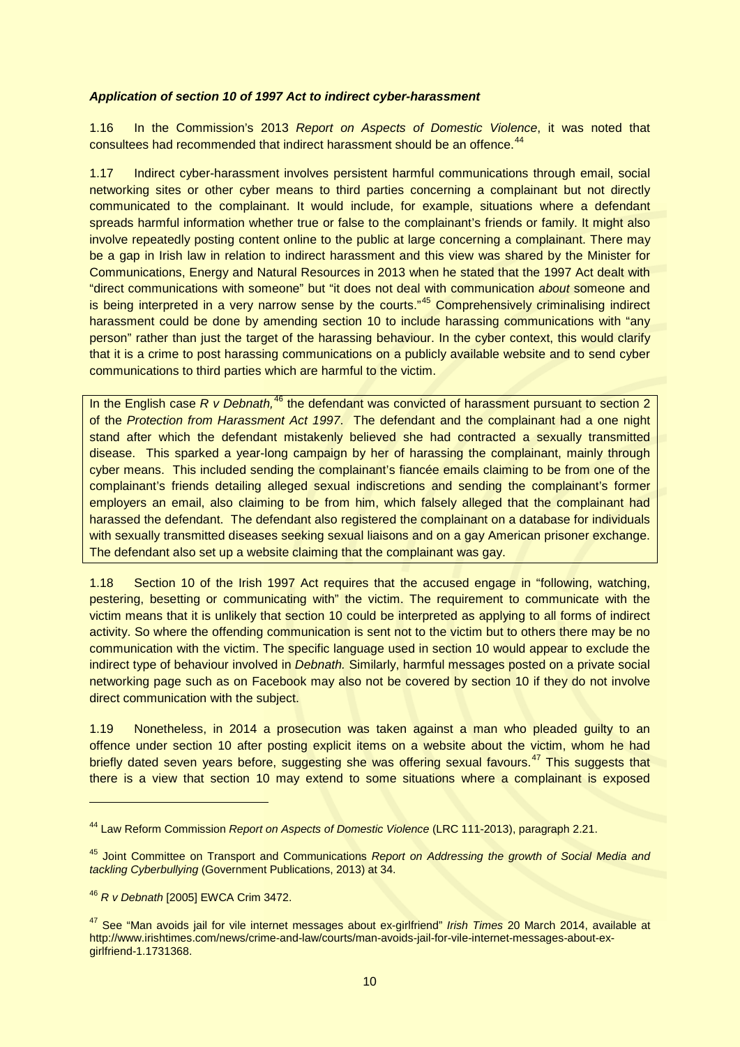***Application of section 10 of 1997 Act to indirect cyber-harassment***

1.16 In the Commission's 2013 *Report on Aspects of Domestic Violence*, it was noted that consultees had recommended that indirect harassment should be an offence.[44]

1.17 Indirect cyber-harassment involves persistent harmful communications through email, social networking sites or other cyber means to third parties concerning a complainant but not directly communicated to the complainant. It would include, for example, situations where a defendant spreads harmful information whether true or false to the complainant's friends or family. It might also involve repeatedly posting content online to the public at large concerning a complainant. There may be a gap in Irish law in relation to indirect harassment and this view was shared by the Minister for Communications, Energy and Natural Resources in 2013 when he stated that the 1997 Act dealt with "direct communications with someone" but "it does not deal with communication *about* someone and is being interpreted in a very narrow sense by the courts."[45] Comprehensively criminalising indirect harassment could be done by amending section 10 to include harassing communications with "any person" rather than just the target of the harassing behaviour. In the cyber context, this would clarify that it is a crime to post harassing communications on a publicly available website and to send cyber communications to third parties which are harmful to the victim.

> In the English case *R v Debnath,*[46] the defendant was convicted of harassment pursuant to section 2 of the *Protection from Harassment Act 1997*. The defendant and the complainant had a one night stand after which the defendant mistakenly believed she had contracted a sexually transmitted disease. This sparked a year-long campaign by her of harassing the complainant, mainly through cyber means. This included sending the complainant's fiancée emails claiming to be from one of the complainant's friends detailing alleged sexual indiscretions and sending the complainant's former employers an email, also claiming to be from him, which falsely alleged that the complainant had harassed the defendant. The defendant also registered the complainant on a database for individuals with sexually transmitted diseases seeking sexual liaisons and on a gay American prisoner exchange. The defendant also set up a website claiming that the complainant was gay.

1.18 Section 10 of the Irish 1997 Act requires that the accused engage in "following, watching, pestering, besetting or communicating with" the victim. The requirement to communicate with the victim means that it is unlikely that section 10 could be interpreted as applying to all forms of indirect activity. So where the offending communication is sent not to the victim but to others there may be no communication with the victim. The specific language used in section 10 would appear to exclude the indirect type of behaviour involved in *Debnath.* Similarly, harmful messages posted on a private social networking page such as on Facebook may also not be covered by section 10 if they do not involve direct communication with the subject.

1.19 Nonetheless, in 2014 a prosecution was taken against a man who pleaded guilty to an offence under section 10 after posting explicit items on a website about the victim, whom he had briefly dated seven years before, suggesting she was offering sexual favours.[47] This suggests that there is a view that section 10 may extend to some situations where a complainant is exposed

---

[44] Law Reform Commission *Report on Aspects of Domestic Violence* (LRC 111-2013), paragraph 2.21.

[45] Joint Committee on Transport and Communications *Report on Addressing the growth of Social Media and tackling Cyberbullying* (Government Publications, 2013) at 34.

[46] *R v Debnath* [2005] EWCA Crim 3472.

[47] See "Man avoids jail for vile internet messages about ex-girlfriend" *Irish Times* 20 March 2014, available at http://www.irishtimes.com/news/crime-and-law/courts/man-avoids-jail-for-vile-internet-messages-about-ex-girlfriend-1.1731368.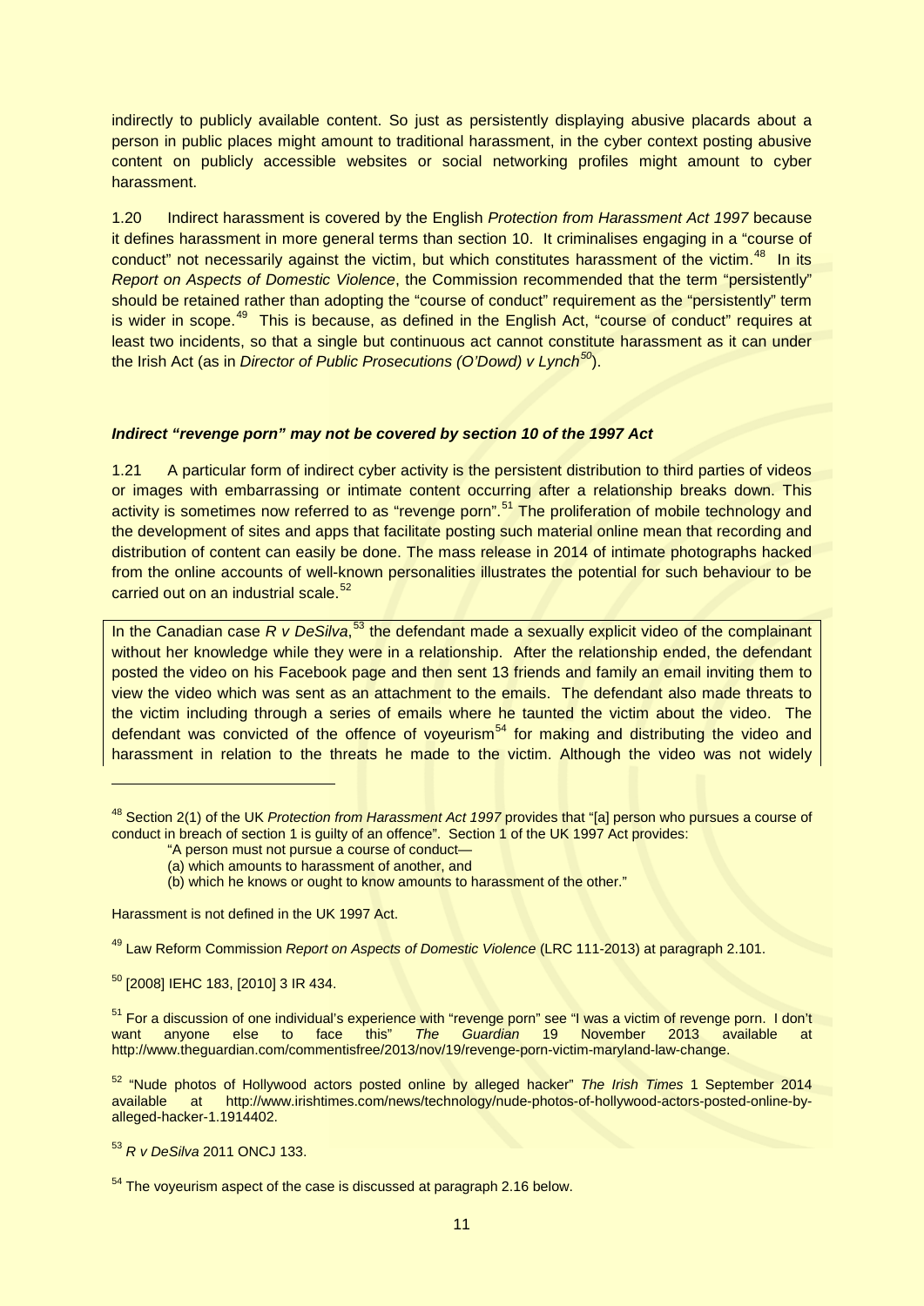indirectly to publicly available content. So just as persistently displaying abusive placards about a person in public places might amount to traditional harassment, in the cyber context posting abusive content on publicly accessible websites or social networking profiles might amount to cyber harassment.

1.20 Indirect harassment is covered by the English *Protection from Harassment Act 1997* because it defines harassment in more general terms than section 10. It criminalises engaging in a "course of conduct" not necessarily against the victim, but which constitutes harassment of the victim.[48] In its *Report on Aspects of Domestic Violence*, the Commission recommended that the term "persistently" should be retained rather than adopting the "course of conduct" requirement as the "persistently" term is wider in scope.[49] This is because, as defined in the English Act, "course of conduct" requires at least two incidents, so that a single but continuous act cannot constitute harassment as it can under the Irish Act (as in *Director of Public Prosecutions (O'Dowd) v Lynch*[50]).

#### *Indirect "revenge porn" may not be covered by section 10 of the 1997 Act*

1.21 A particular form of indirect cyber activity is the persistent distribution to third parties of videos or images with embarrassing or intimate content occurring after a relationship breaks down. This activity is sometimes now referred to as "revenge porn".[51] The proliferation of mobile technology and the development of sites and apps that facilitate posting such material online mean that recording and distribution of content can easily be done. The mass release in 2014 of intimate photographs hacked from the online accounts of well-known personalities illustrates the potential for such behaviour to be carried out on an industrial scale.[52]

In the Canadian case *R v DeSilva*,[53] the defendant made a sexually explicit video of the complainant without her knowledge while they were in a relationship. After the relationship ended, the defendant posted the video on his Facebook page and then sent 13 friends and family an email inviting them to view the video which was sent as an attachment to the emails. The defendant also made threats to the victim including through a series of emails where he taunted the victim about the video. The defendant was convicted of the offence of voyeurism[54] for making and distributing the video and harassment in relation to the threats he made to the victim. Although the video was not widely

---

[48] Section 2(1) of the UK *Protection from Harassment Act 1997* provides that "[a] person who pursues a course of conduct in breach of section 1 is guilty of an offence". Section 1 of the UK 1997 Act provides:

> "A person must not pursue a course of conduct—
> (a) which amounts to harassment of another, and
> (b) which he knows or ought to know amounts to harassment of the other."

Harassment is not defined in the UK 1997 Act.

[49] Law Reform Commission *Report on Aspects of Domestic Violence* (LRC 111-2013) at paragraph 2.101.

[50] [2008] IEHC 183, [2010] 3 IR 434.

[51] For a discussion of one individual's experience with "revenge porn" see "I was a victim of revenge porn. I don't want anyone else to face this" *The Guardian* 19 November 2013 available at http://www.theguardian.com/commentisfree/2013/nov/19/revenge-porn-victim-maryland-law-change.

[52] "Nude photos of Hollywood actors posted online by alleged hacker" *The Irish Times* 1 September 2014 available at http://www.irishtimes.com/news/technology/nude-photos-of-hollywood-actors-posted-online-by-alleged-hacker-1.1914402.

[53] *R v DeSilva* 2011 ONCJ 133.

[54] The voyeurism aspect of the case is discussed at paragraph 2.16 below.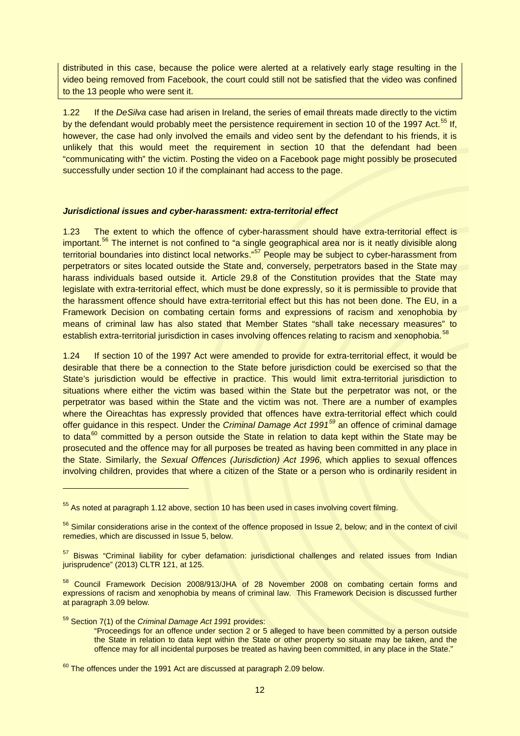distributed in this case, because the police were alerted at a relatively early stage resulting in the video being removed from Facebook, the court could still not be satisfied that the video was confined to the 13 people who were sent it.

1.22 If the *DeSilva* case had arisen in Ireland, the series of email threats made directly to the victim by the defendant would probably meet the persistence requirement in section 10 of the 1997 Act.[55] If, however, the case had only involved the emails and video sent by the defendant to his friends, it is unlikely that this would meet the requirement in section 10 that the defendant had been "communicating with" the victim. Posting the video on a Facebook page might possibly be prosecuted successfully under section 10 if the complainant had access to the page.

### *Jurisdictional issues and cyber-harassment: extra-territorial effect*

1.23 The extent to which the offence of cyber-harassment should have extra-territorial effect is important.[56] The internet is not confined to "a single geographical area nor is it neatly divisible along territorial boundaries into distinct local networks."[57] People may be subject to cyber-harassment from perpetrators or sites located outside the State and, conversely, perpetrators based in the State may harass individuals based outside it. Article 29.8 of the Constitution provides that the State may legislate with extra-territorial effect, which must be done expressly, so it is permissible to provide that the harassment offence should have extra-territorial effect but this has not been done. The EU, in a Framework Decision on combating certain forms and expressions of racism and xenophobia by means of criminal law has also stated that Member States "shall take necessary measures" to establish extra-territorial jurisdiction in cases involving offences relating to racism and xenophobia.[58]

1.24 If section 10 of the 1997 Act were amended to provide for extra-territorial effect, it would be desirable that there be a connection to the State before jurisdiction could be exercised so that the State's jurisdiction would be effective in practice. This would limit extra-territorial jurisdiction to situations where either the victim was based within the State but the perpetrator was not, or the perpetrator was based within the State and the victim was not. There are a number of examples where the Oireachtas has expressly provided that offences have extra-territorial effect which could offer guidance in this respect. Under the *Criminal Damage Act 1991*[59] an offence of criminal damage to data[60] committed by a person outside the State in relation to data kept within the State may be prosecuted and the offence may for all purposes be treated as having been committed in any place in the State. Similarly, the *Sexual Offences (Jurisdiction) Act 1996*, which applies to sexual offences involving children, provides that where a citizen of the State or a person who is ordinarily resident in

---

[55] As noted at paragraph 1.12 above, section 10 has been used in cases involving covert filming.

[56] Similar considerations arise in the context of the offence proposed in Issue 2, below; and in the context of civil remedies, which are discussed in Issue 5, below.

[57] Biswas "Criminal liability for cyber defamation: jurisdictional challenges and related issues from Indian jurisprudence" (2013) CLTR 121, at 125.

[58] Council Framework Decision 2008/913/JHA of 28 November 2008 on combating certain forms and expressions of racism and xenophobia by means of criminal law. This Framework Decision is discussed further at paragraph 3.09 below.

[59] Section 7(1) of the *Criminal Damage Act 1991* provides:

> "Proceedings for an offence under section 2 or 5 alleged to have been committed by a person outside the State in relation to data kept within the State or other property so situate may be taken, and the offence may for all incidental purposes be treated as having been committed, in any place in the State."

[60] The offences under the 1991 Act are discussed at paragraph 2.09 below.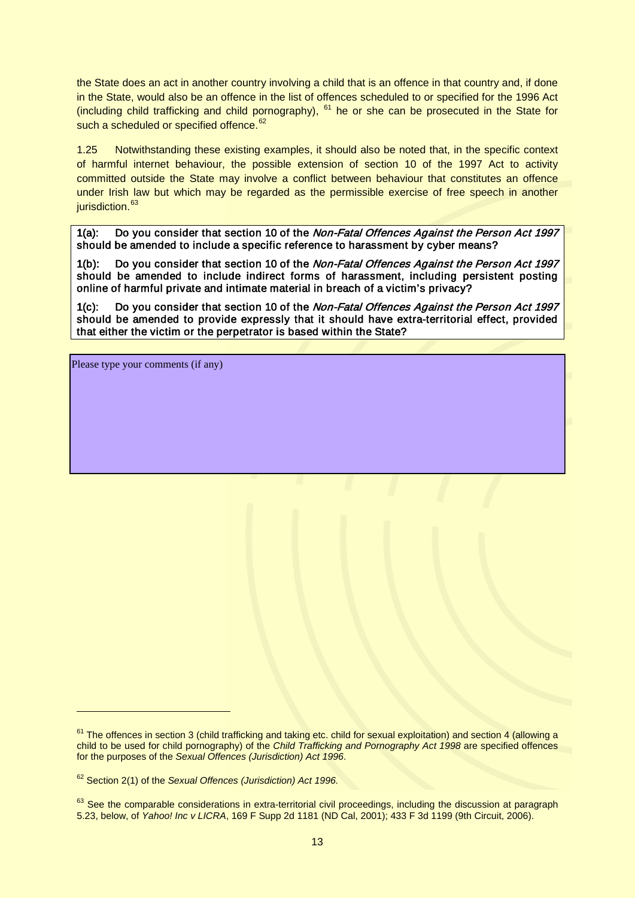the State does an act in another country involving a child that is an offence in that country and, if done in the State, would also be an offence in the list of offences scheduled to or specified for the 1996 Act (including child trafficking and child pornography), [61] he or she can be prosecuted in the State for such a scheduled or specified offence.[62]

1.25 Notwithstanding these existing examples, it should also be noted that, in the specific context of harmful internet behaviour, the possible extension of section 10 of the 1997 Act to activity committed outside the State may involve a conflict between behaviour that constitutes an offence under Irish law but which may be regarded as the permissible exercise of free speech in another jurisdiction.[63]

**1(a): Do you consider that section 10 of the *Non-Fatal Offences Against the Person Act 1997* should be amended to include a specific reference to harassment by cyber means?**

**1(b): Do you consider that section 10 of the *Non-Fatal Offences Against the Person Act 1997* should be amended to include indirect forms of harassment, including persistent posting online of harmful private and intimate material in breach of a victim's privacy?**

**1(c): Do you consider that section 10 of the *Non-Fatal Offences Against the Person Act 1997* should be amended to provide expressly that it should have extra-territorial effect, provided that either the victim or the perpetrator is based within the State?**

Please type your comments (if any)

---

[61] The offences in section 3 (child trafficking and taking etc. child for sexual exploitation) and section 4 (allowing a child to be used for child pornography) of the *Child Trafficking and Pornography Act 1998* are specified offences for the purposes of the *Sexual Offences (Jurisdiction) Act 1996*.

[62] Section 2(1) of the *Sexual Offences (Jurisdiction) Act 1996*.

[63] See the comparable considerations in extra-territorial civil proceedings, including the discussion at paragraph 5.23, below, of *Yahoo! Inc v LICRA*, 169 F Supp 2d 1181 (ND Cal, 2001); 433 F 3d 1199 (9th Circuit, 2006).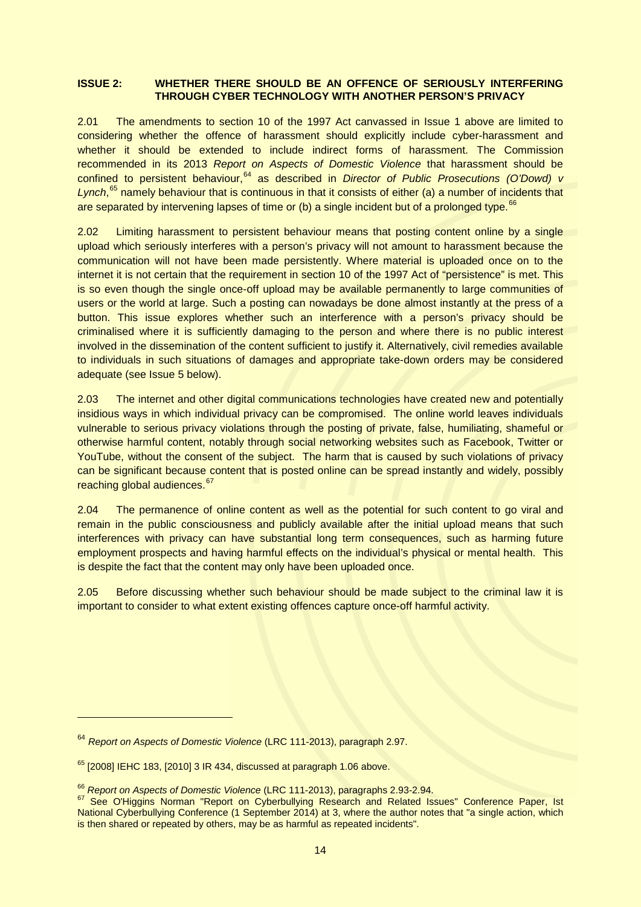**ISSUE 2: WHETHER THERE SHOULD BE AN OFFENCE OF SERIOUSLY INTERFERING THROUGH CYBER TECHNOLOGY WITH ANOTHER PERSON'S PRIVACY**

2.01 The amendments to section 10 of the 1997 Act canvassed in Issue 1 above are limited to considering whether the offence of harassment should explicitly include cyber-harassment and whether it should be extended to include indirect forms of harassment. The Commission recommended in its 2013 *Report on Aspects of Domestic Violence* that harassment should be confined to persistent behaviour,[64] as described in *Director of Public Prosecutions (O'Dowd) v Lynch*,[65] namely behaviour that is continuous in that it consists of either (a) a number of incidents that are separated by intervening lapses of time or (b) a single incident but of a prolonged type.[66]

2.02 Limiting harassment to persistent behaviour means that posting content online by a single upload which seriously interferes with a person's privacy will not amount to harassment because the communication will not have been made persistently. Where material is uploaded once on to the internet it is not certain that the requirement in section 10 of the 1997 Act of "persistence" is met. This is so even though the single once-off upload may be available permanently to large communities of users or the world at large. Such a posting can nowadays be done almost instantly at the press of a button. This issue explores whether such an interference with a person's privacy should be criminalised where it is sufficiently damaging to the person and where there is no public interest involved in the dissemination of the content sufficient to justify it. Alternatively, civil remedies available to individuals in such situations of damages and appropriate take-down orders may be considered adequate (see Issue 5 below).

2.03 The internet and other digital communications technologies have created new and potentially insidious ways in which individual privacy can be compromised. The online world leaves individuals vulnerable to serious privacy violations through the posting of private, false, humiliating, shameful or otherwise harmful content, notably through social networking websites such as Facebook, Twitter or YouTube, without the consent of the subject. The harm that is caused by such violations of privacy can be significant because content that is posted online can be spread instantly and widely, possibly reaching global audiences.[67]

2.04 The permanence of online content as well as the potential for such content to go viral and remain in the public consciousness and publicly available after the initial upload means that such interferences with privacy can have substantial long term consequences, such as harming future employment prospects and having harmful effects on the individual's physical or mental health. This is despite the fact that the content may only have been uploaded once.

2.05 Before discussing whether such behaviour should be made subject to the criminal law it is important to consider to what extent existing offences capture once-off harmful activity.

---

[64] *Report on Aspects of Domestic Violence* (LRC 111-2013), paragraph 2.97.

[65] [2008] IEHC 183, [2010] 3 IR 434, discussed at paragraph 1.06 above.

[66] *Report on Aspects of Domestic Violence* (LRC 111-2013), paragraphs 2.93-2.94.

[67] See O'Higgins Norman "Report on Cyberbullying Research and Related Issues" Conference Paper, Ist National Cyberbullying Conference (1 September 2014) at 3, where the author notes that "a single action, which is then shared or repeated by others, may be as harmful as repeated incidents".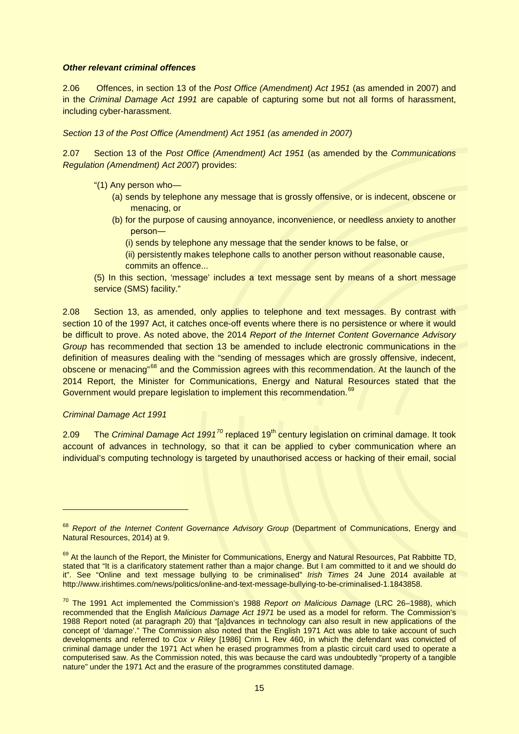***Other relevant criminal offences***

2.06 Offences, in section 13 of the *Post Office (Amendment) Act 1951* (as amended in 2007) and in the *Criminal Damage Act 1991* are capable of capturing some but not all forms of harassment, including cyber-harassment.

*Section 13 of the Post Office (Amendment) Act 1951 (as amended in 2007)*

2.07 Section 13 of the *Post Office (Amendment) Act 1951* (as amended by the *Communications Regulation (Amendment) Act 2007*) provides:

> "(1) Any person who—
>
> (a) sends by telephone any message that is grossly offensive, or is indecent, obscene or menacing, or
>
> (b) for the purpose of causing annoyance, inconvenience, or needless anxiety to another person—
>
> (i) sends by telephone any message that the sender knows to be false, or
>
> (ii) persistently makes telephone calls to another person without reasonable cause,
>
> commits an offence...
>
> (5) In this section, 'message' includes a text message sent by means of a short message service (SMS) facility."

2.08 Section 13, as amended, only applies to telephone and text messages. By contrast with section 10 of the 1997 Act, it catches once-off events where there is no persistence or where it would be difficult to prove. As noted above, the 2014 *Report of the Internet Content Governance Advisory Group* has recommended that section 13 be amended to include electronic communications in the definition of measures dealing with the "sending of messages which are grossly offensive, indecent, obscene or menacing"[68] and the Commission agrees with this recommendation. At the launch of the 2014 Report, the Minister for Communications, Energy and Natural Resources stated that the Government would prepare legislation to implement this recommendation.[69]

*Criminal Damage Act 1991*

2.09 The *Criminal Damage Act 1991*[70] replaced 19th century legislation on criminal damage. It took account of advances in technology, so that it can be applied to cyber communication where an individual's computing technology is targeted by unauthorised access or hacking of their email, social

---

[68] *Report of the Internet Content Governance Advisory Group* (Department of Communications, Energy and Natural Resources, 2014) at 9.

[69] At the launch of the Report, the Minister for Communications, Energy and Natural Resources, Pat Rabbitte TD, stated that "It is a clarificatory statement rather than a major change. But I am committed to it and we should do it". See "Online and text message bullying to be criminalised" *Irish Times* 24 June 2014 available at http://www.irishtimes.com/news/politics/online-and-text-message-bullying-to-be-criminalised-1.1843858.

[70] The 1991 Act implemented the Commission's 1988 *Report on Malicious Damage* (LRC 26–1988), which recommended that the English *Malicious Damage Act 1971* be used as a model for reform. The Commission's 1988 Report noted (at paragraph 20) that "[a]dvances in technology can also result in new applications of the concept of 'damage'." The Commission also noted that the English 1971 Act was able to take account of such developments and referred to *Cox v Riley* [1986] Crim L Rev 460, in which the defendant was convicted of criminal damage under the 1971 Act when he erased programmes from a plastic circuit card used to operate a computerised saw. As the Commission noted, this was because the card was undoubtedly "property of a tangible nature" under the 1971 Act and the erasure of the programmes constituted damage.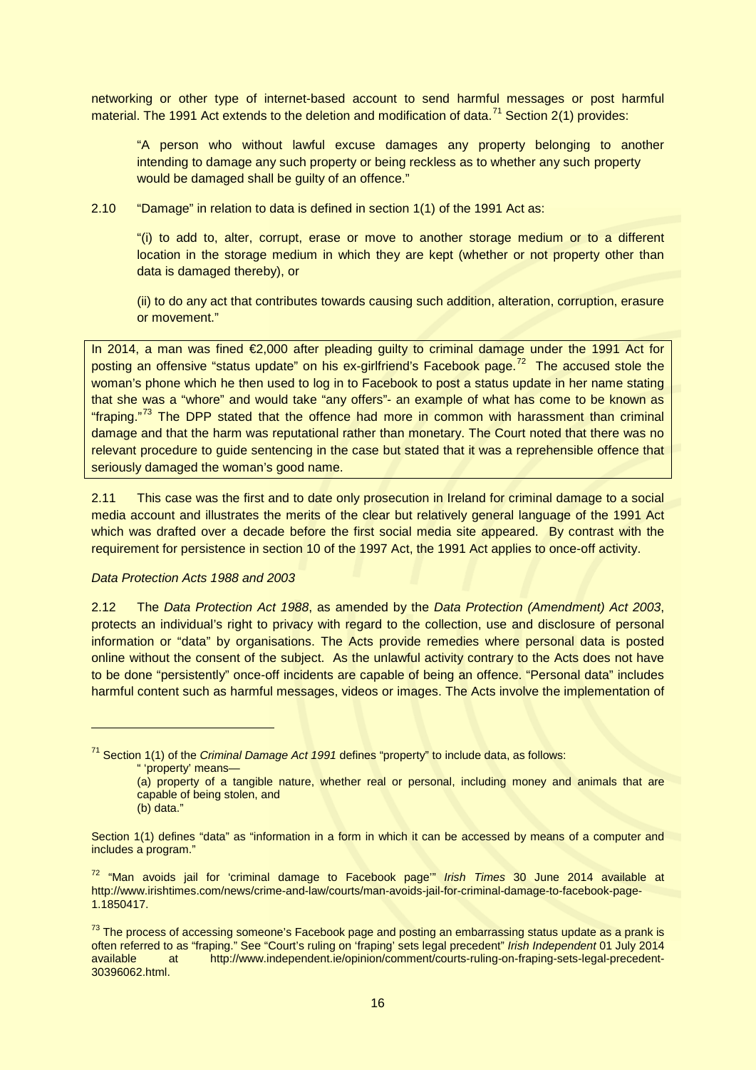networking or other type of internet-based account to send harmful messages or post harmful material. The 1991 Act extends to the deletion and modification of data.[71] Section 2(1) provides:

> "A person who without lawful excuse damages any property belonging to another intending to damage any such property or being reckless as to whether any such property would be damaged shall be guilty of an offence."

2.10 "Damage" in relation to data is defined in section 1(1) of the 1991 Act as:

> "(i) to add to, alter, corrupt, erase or move to another storage medium or to a different location in the storage medium in which they are kept (whether or not property other than data is damaged thereby), or
>
> (ii) to do any act that contributes towards causing such addition, alteration, corruption, erasure or movement."

In 2014, a man was fined €2,000 after pleading guilty to criminal damage under the 1991 Act for posting an offensive "status update" on his ex-girlfriend's Facebook page.[72] The accused stole the woman's phone which he then used to log in to Facebook to post a status update in her name stating that she was a "whore" and would take "any offers"- an example of what has come to be known as "fraping."[73] The DPP stated that the offence had more in common with harassment than criminal damage and that the harm was reputational rather than monetary. The Court noted that there was no relevant procedure to guide sentencing in the case but stated that it was a reprehensible offence that seriously damaged the woman's good name.

2.11 This case was the first and to date only prosecution in Ireland for criminal damage to a social media account and illustrates the merits of the clear but relatively general language of the 1991 Act which was drafted over a decade before the first social media site appeared. By contrast with the requirement for persistence in section 10 of the 1997 Act, the 1991 Act applies to once-off activity.

*Data Protection Acts 1988 and 2003*

2.12 The *Data Protection Act 1988*, as amended by the *Data Protection (Amendment) Act 2003*, protects an individual's right to privacy with regard to the collection, use and disclosure of personal information or "data" by organisations. The Acts provide remedies where personal data is posted online without the consent of the subject. As the unlawful activity contrary to the Acts does not have to be done "persistently" once-off incidents are capable of being an offence. "Personal data" includes harmful content such as harmful messages, videos or images. The Acts involve the implementation of

---

[71] Section 1(1) of the *Criminal Damage Act 1991* defines "property" to include data, as follows:

> " 'property' means—
>
> (a) property of a tangible nature, whether real or personal, including money and animals that are capable of being stolen, and
>
> (b) data."

Section 1(1) defines "data" as "information in a form in which it can be accessed by means of a computer and includes a program."

[72] "Man avoids jail for 'criminal damage to Facebook page'" *Irish Times* 30 June 2014 available at http://www.irishtimes.com/news/crime-and-law/courts/man-avoids-jail-for-criminal-damage-to-facebook-page-1.1850417.

[73] The process of accessing someone's Facebook page and posting an embarrassing status update as a prank is often referred to as "fraping." See "Court's ruling on 'fraping' sets legal precedent" *Irish Independent* 01 July 2014 available at http://www.independent.ie/opinion/comment/courts-ruling-on-fraping-sets-legal-precedent-30396062.html.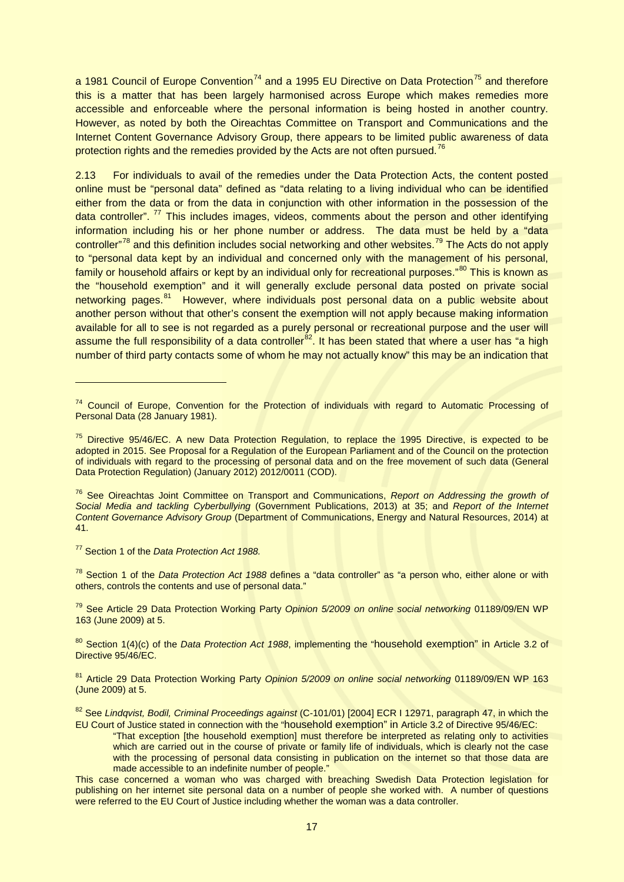a 1981 Council of Europe Convention[74] and a 1995 EU Directive on Data Protection[75] and therefore this is a matter that has been largely harmonised across Europe which makes remedies more accessible and enforceable where the personal information is being hosted in another country. However, as noted by both the Oireachtas Committee on Transport and Communications and the Internet Content Governance Advisory Group, there appears to be limited public awareness of data protection rights and the remedies provided by the Acts are not often pursued.[76]

2.13 For individuals to avail of the remedies under the Data Protection Acts, the content posted online must be "personal data" defined as "data relating to a living individual who can be identified either from the data or from the data in conjunction with other information in the possession of the data controller".[77] This includes images, videos, comments about the person and other identifying information including his or her phone number or address. The data must be held by a "data controller"[78] and this definition includes social networking and other websites.[79] The Acts do not apply to "personal data kept by an individual and concerned only with the management of his personal, family or household affairs or kept by an individual only for recreational purposes."[80] This is known as the "household exemption" and it will generally exclude personal data posted on private social networking pages.[81] However, where individuals post personal data on a public website about another person without that other's consent the exemption will not apply because making information available for all to see is not regarded as a purely personal or recreational purpose and the user will assume the full responsibility of a data controller[82]. It has been stated that where a user has "a high number of third party contacts some of whom he may not actually know" this may be an indication that

---

[74] Council of Europe, Convention for the Protection of individuals with regard to Automatic Processing of Personal Data (28 January 1981).

[75] Directive 95/46/EC. A new Data Protection Regulation, to replace the 1995 Directive, is expected to be adopted in 2015. See Proposal for a Regulation of the European Parliament and of the Council on the protection of individuals with regard to the processing of personal data and on the free movement of such data (General Data Protection Regulation) (January 2012) 2012/0011 (COD).

[76] See Oireachtas Joint Committee on Transport and Communications, *Report on Addressing the growth of Social Media and tackling Cyberbullying* (Government Publications, 2013) at 35; and *Report of the Internet Content Governance Advisory Group* (Department of Communications, Energy and Natural Resources, 2014) at 41.

[77] Section 1 of the *Data Protection Act 1988.*

[78] Section 1 of the *Data Protection Act 1988* defines a "data controller" as "a person who, either alone or with others, controls the contents and use of personal data."

[79] See Article 29 Data Protection Working Party *Opinion 5/2009 on online social networking* 01189/09/EN WP 163 (June 2009) at 5.

[80] Section 1(4)(c) of the *Data Protection Act 1988*, implementing the "household exemption" in Article 3.2 of Directive 95/46/EC.

[81] Article 29 Data Protection Working Party *Opinion 5/2009 on online social networking* 01189/09/EN WP 163 (June 2009) at 5.

[82] See *Lindqvist, Bodil, Criminal Proceedings against* (C-101/01) [2004] ECR I 12971, paragraph 47, in which the EU Court of Justice stated in connection with the "household exemption" in Article 3.2 of Directive 95/46/EC:

> "That exception [the household exemption] must therefore be interpreted as relating only to activities which are carried out in the course of private or family life of individuals, which is clearly not the case with the processing of personal data consisting in publication on the internet so that those data are made accessible to an indefinite number of people."

This case concerned a woman who was charged with breaching Swedish Data Protection legislation for publishing on her internet site personal data on a number of people she worked with. A number of questions were referred to the EU Court of Justice including whether the woman was a data controller.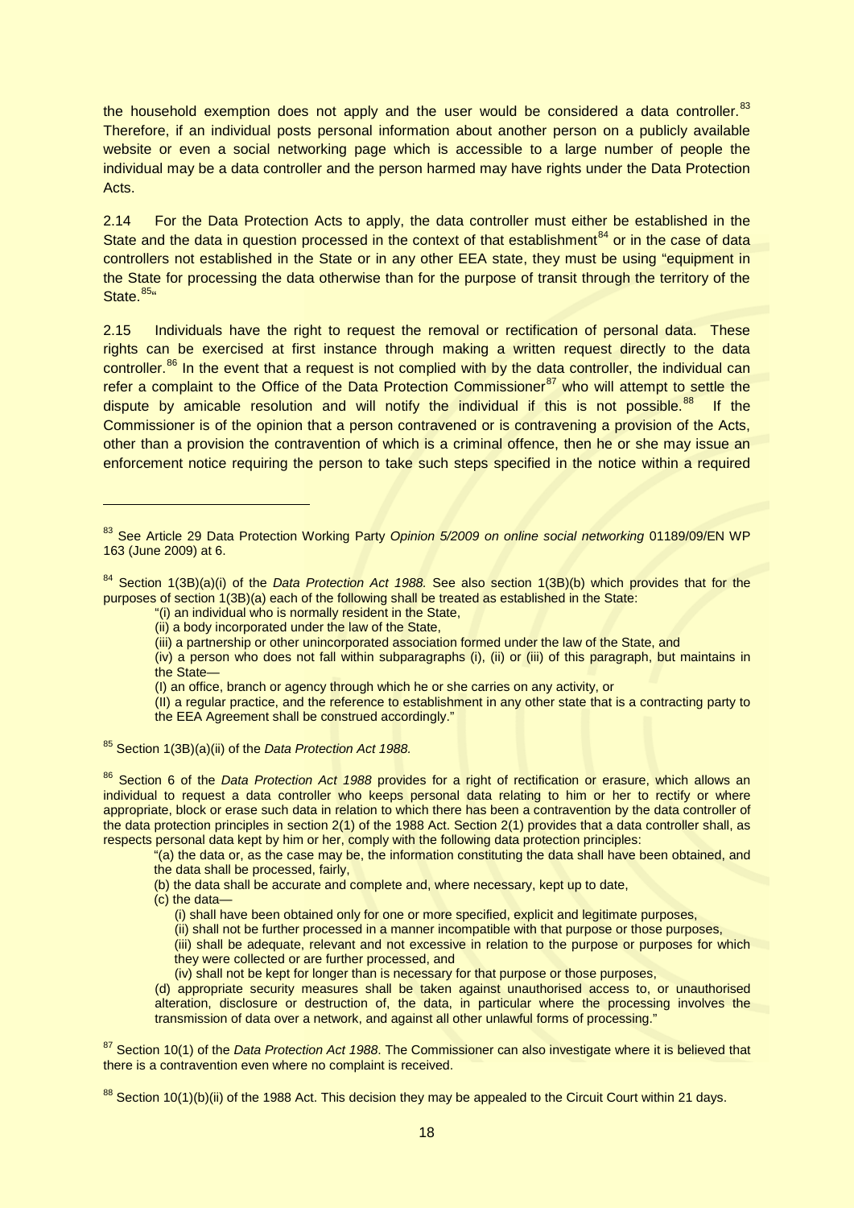the household exemption does not apply and the user would be considered a data controller.[83] Therefore, if an individual posts personal information about another person on a publicly available website or even a social networking page which is accessible to a large number of people the individual may be a data controller and the person harmed may have rights under the Data Protection Acts.

2.14 For the Data Protection Acts to apply, the data controller must either be established in the State and the data in question processed in the context of that establishment[84] or in the case of data controllers not established in the State or in any other EEA state, they must be using "equipment in the State for processing the data otherwise than for the purpose of transit through the territory of the State.[85]"

2.15 Individuals have the right to request the removal or rectification of personal data. These rights can be exercised at first instance through making a written request directly to the data controller.[86] In the event that a request is not complied with by the data controller, the individual can refer a complaint to the Office of the Data Protection Commissioner[87] who will attempt to settle the dispute by amicable resolution and will notify the individual if this is not possible.[88] If the Commissioner is of the opinion that a person contravened or is contravening a provision of the Acts, other than a provision the contravention of which is a criminal offence, then he or she may issue an enforcement notice requiring the person to take such steps specified in the notice within a required

---

[83] See Article 29 Data Protection Working Party *Opinion 5/2009 on online social networking* 01189/09/EN WP 163 (June 2009) at 6.

[84] Section 1(3B)(a)(i) of the *Data Protection Act 1988.* See also section 1(3B)(b) which provides that for the purposes of section 1(3B)(a) each of the following shall be treated as established in the State:

> "(i) an individual who is normally resident in the State,
>
> (ii) a body incorporated under the law of the State,
>
> (iii) a partnership or other unincorporated association formed under the law of the State, and
>
> (iv) a person who does not fall within subparagraphs (i), (ii) or (iii) of this paragraph, but maintains in the State—
>
> (I) an office, branch or agency through which he or she carries on any activity, or
>
> (II) a regular practice, and the reference to establishment in any other state that is a contracting party to the EEA Agreement shall be construed accordingly."

[85] Section 1(3B)(a)(ii) of the *Data Protection Act 1988.*

[86] Section 6 of the *Data Protection Act 1988* provides for a right of rectification or erasure, which allows an individual to request a data controller who keeps personal data relating to him or her to rectify or where appropriate, block or erase such data in relation to which there has been a contravention by the data controller of the data protection principles in section 2(1) of the 1988 Act. Section 2(1) provides that a data controller shall, as respects personal data kept by him or her, comply with the following data protection principles:

> "(a) the data or, as the case may be, the information constituting the data shall have been obtained, and the data shall be processed, fairly,
>
> (b) the data shall be accurate and complete and, where necessary, kept up to date,
>
> (c) the data—
>
> (i) shall have been obtained only for one or more specified, explicit and legitimate purposes,
>
> (ii) shall not be further processed in a manner incompatible with that purpose or those purposes,
>
> (iii) shall be adequate, relevant and not excessive in relation to the purpose or purposes for which they were collected or are further processed, and
>
> (iv) shall not be kept for longer than is necessary for that purpose or those purposes,
>
> (d) appropriate security measures shall be taken against unauthorised access to, or unauthorised alteration, disclosure or destruction of, the data, in particular where the processing involves the transmission of data over a network, and against all other unlawful forms of processing."

[87] Section 10(1) of the *Data Protection Act 1988*. The Commissioner can also investigate where it is believed that there is a contravention even where no complaint is received.

[88] Section 10(1)(b)(ii) of the 1988 Act. This decision they may be appealed to the Circuit Court within 21 days.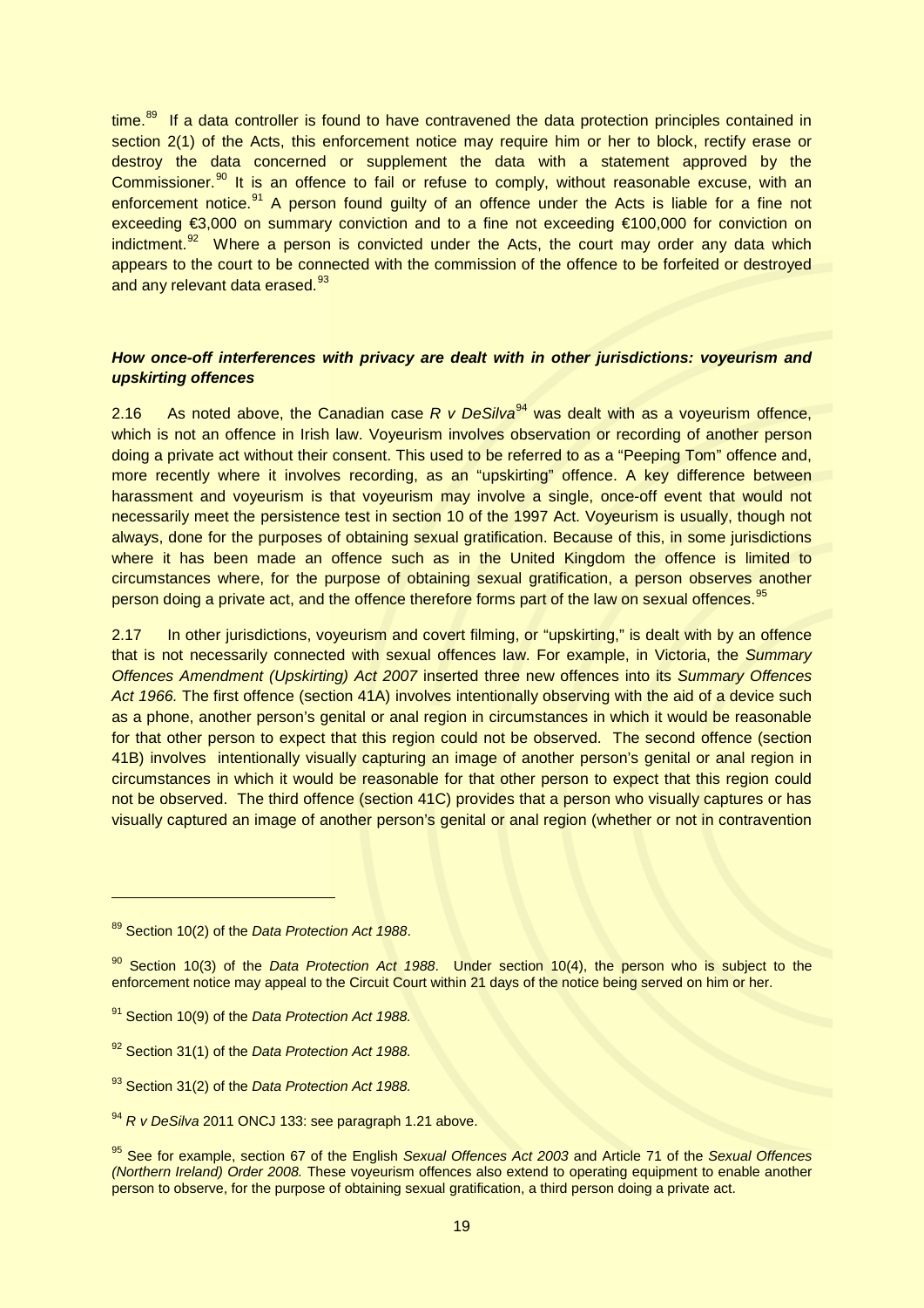time.[89] If a data controller is found to have contravened the data protection principles contained in section 2(1) of the Acts, this enforcement notice may require him or her to block, rectify erase or destroy the data concerned or supplement the data with a statement approved by the Commissioner.[90] It is an offence to fail or refuse to comply, without reasonable excuse, with an enforcement notice.[91] A person found guilty of an offence under the Acts is liable for a fine not exceeding €3,000 on summary conviction and to a fine not exceeding €100,000 for conviction on indictment.[92] Where a person is convicted under the Acts, the court may order any data which appears to the court to be connected with the commission of the offence to be forfeited or destroyed and any relevant data erased.[93]

***How once-off interferences with privacy are dealt with in other jurisdictions: voyeurism and upskirting offences***

2.16 As noted above, the Canadian case *R v DeSilva*[94] was dealt with as a voyeurism offence, which is not an offence in Irish law. Voyeurism involves observation or recording of another person doing a private act without their consent. This used to be referred to as a "Peeping Tom" offence and, more recently where it involves recording, as an "upskirting" offence. A key difference between harassment and voyeurism is that voyeurism may involve a single, once-off event that would not necessarily meet the persistence test in section 10 of the 1997 Act. Voyeurism is usually, though not always, done for the purposes of obtaining sexual gratification. Because of this, in some jurisdictions where it has been made an offence such as in the United Kingdom the offence is limited to circumstances where, for the purpose of obtaining sexual gratification, a person observes another person doing a private act, and the offence therefore forms part of the law on sexual offences.[95]

2.17 In other jurisdictions, voyeurism and covert filming, or "upskirting," is dealt with by an offence that is not necessarily connected with sexual offences law. For example, in Victoria, the *Summary Offences Amendment (Upskirting) Act 2007* inserted three new offences into its *Summary Offences Act 1966.* The first offence (section 41A) involves intentionally observing with the aid of a device such as a phone, another person's genital or anal region in circumstances in which it would be reasonable for that other person to expect that this region could not be observed. The second offence (section 41B) involves intentionally visually capturing an image of another person's genital or anal region in circumstances in which it would be reasonable for that other person to expect that this region could not be observed. The third offence (section 41C) provides that a person who visually captures or has visually captured an image of another person's genital or anal region (whether or not in contravention

---

[89] Section 10(2) of the *Data Protection Act 1988*.

[90] Section 10(3) of the *Data Protection Act 1988*. Under section 10(4), the person who is subject to the enforcement notice may appeal to the Circuit Court within 21 days of the notice being served on him or her.

[91] Section 10(9) of the *Data Protection Act 1988.*

[92] Section 31(1) of the *Data Protection Act 1988.*

[93] Section 31(2) of the *Data Protection Act 1988.*

[94] *R v DeSilva* 2011 ONCJ 133: see paragraph 1.21 above.

[95] See for example, section 67 of the English *Sexual Offences Act 2003* and Article 71 of the *Sexual Offences (Northern Ireland) Order 2008.* These voyeurism offences also extend to operating equipment to enable another person to observe, for the purpose of obtaining sexual gratification, a third person doing a private act.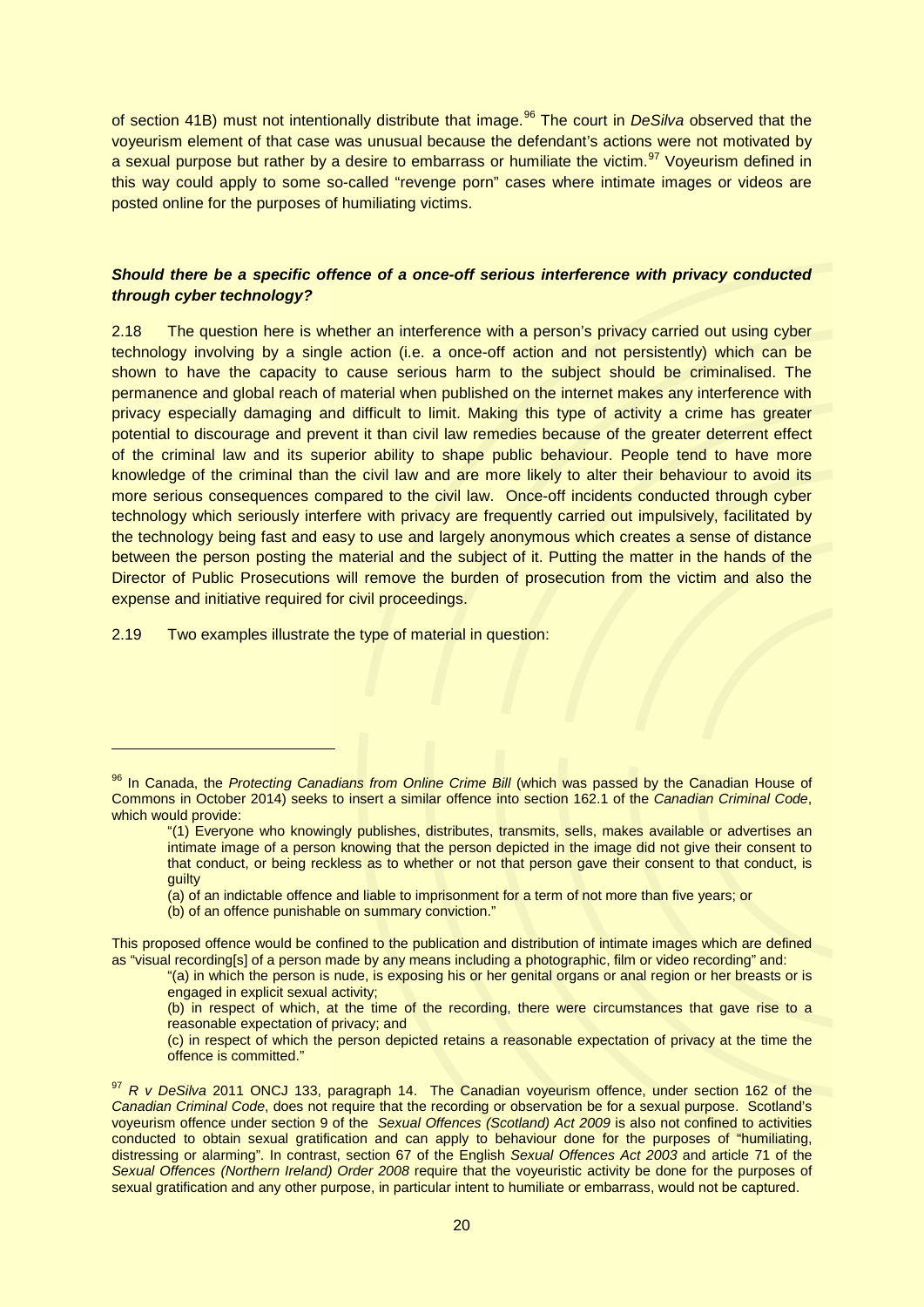of section 41B) must not intentionally distribute that image.[96] The court in *DeSilva* observed that the voyeurism element of that case was unusual because the defendant's actions were not motivated by a sexual purpose but rather by a desire to embarrass or humiliate the victim.[97] Voyeurism defined in this way could apply to some so-called "revenge porn" cases where intimate images or videos are posted online for the purposes of humiliating victims.

***Should there be a specific offence of a once-off serious interference with privacy conducted through cyber technology?***

2.18 The question here is whether an interference with a person's privacy carried out using cyber technology involving by a single action (i.e. a once-off action and not persistently) which can be shown to have the capacity to cause serious harm to the subject should be criminalised. The permanence and global reach of material when published on the internet makes any interference with privacy especially damaging and difficult to limit. Making this type of activity a crime has greater potential to discourage and prevent it than civil law remedies because of the greater deterrent effect of the criminal law and its superior ability to shape public behaviour. People tend to have more knowledge of the criminal than the civil law and are more likely to alter their behaviour to avoid its more serious consequences compared to the civil law. Once-off incidents conducted through cyber technology which seriously interfere with privacy are frequently carried out impulsively, facilitated by the technology being fast and easy to use and largely anonymous which creates a sense of distance between the person posting the material and the subject of it. Putting the matter in the hands of the Director of Public Prosecutions will remove the burden of prosecution from the victim and also the expense and initiative required for civil proceedings.

2.19 Two examples illustrate the type of material in question:

---

[96] In Canada, the *Protecting Canadians from Online Crime Bill* (which was passed by the Canadian House of Commons in October 2014) seeks to insert a similar offence into section 162.1 of the *Canadian Criminal Code*, which would provide:

> "(1) Everyone who knowingly publishes, distributes, transmits, sells, makes available or advertises an intimate image of a person knowing that the person depicted in the image did not give their consent to that conduct, or being reckless as to whether or not that person gave their consent to that conduct, is guilty
>
> (a) of an indictable offence and liable to imprisonment for a term of not more than five years; or
>
> (b) of an offence punishable on summary conviction."

This proposed offence would be confined to the publication and distribution of intimate images which are defined as "visual recording[s] of a person made by any means including a photographic, film or video recording" and:

> "(a) in which the person is nude, is exposing his or her genital organs or anal region or her breasts or is engaged in explicit sexual activity;
>
> (b) in respect of which, at the time of the recording, there were circumstances that gave rise to a reasonable expectation of privacy; and
>
> (c) in respect of which the person depicted retains a reasonable expectation of privacy at the time the offence is committed."

[97] *R v DeSilva* 2011 ONCJ 133, paragraph 14. The Canadian voyeurism offence, under section 162 of the *Canadian Criminal Code*, does not require that the recording or observation be for a sexual purpose. Scotland's voyeurism offence under section 9 of the *Sexual Offences (Scotland) Act 2009* is also not confined to activities conducted to obtain sexual gratification and can apply to behaviour done for the purposes of "humiliating, distressing or alarming". In contrast, section 67 of the English *Sexual Offences Act 2003* and article 71 of the *Sexual Offences (Northern Ireland) Order 2008* require that the voyeuristic activity be done for the purposes of sexual gratification and any other purpose, in particular intent to humiliate or embarrass, would not be captured.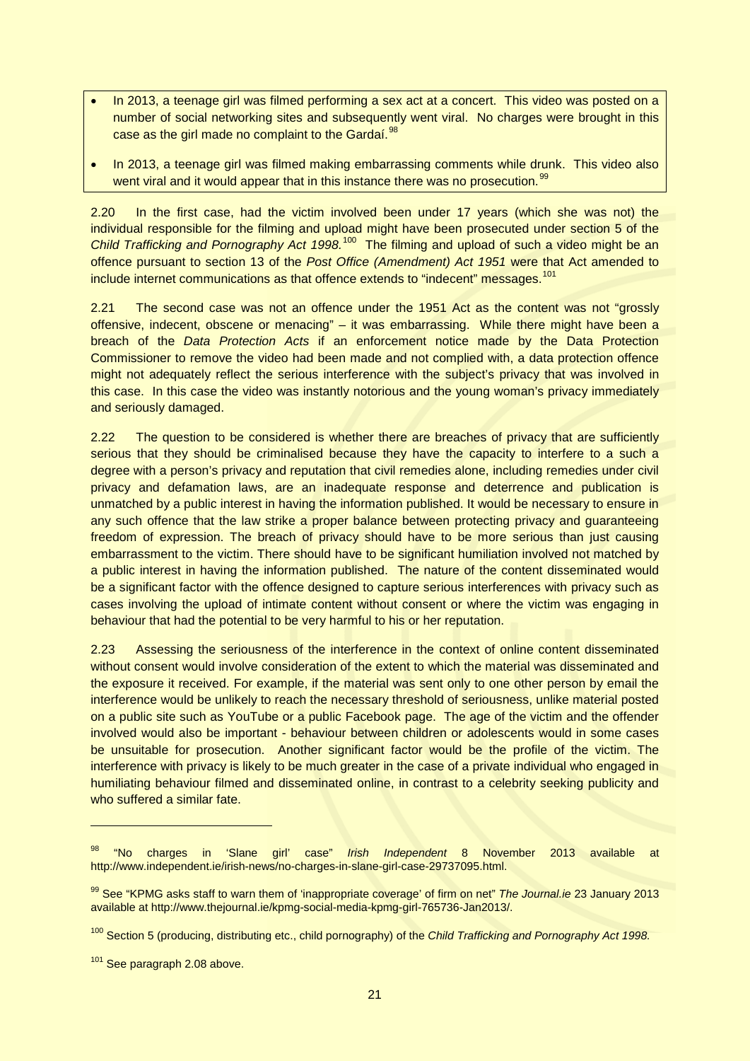- In 2013, a teenage girl was filmed performing a sex act at a concert. This video was posted on a number of social networking sites and subsequently went viral. No charges were brought in this case as the girl made no complaint to the Gardaí.[98]
- In 2013, a teenage girl was filmed making embarrassing comments while drunk. This video also went viral and it would appear that in this instance there was no prosecution.[99]

2.20 In the first case, had the victim involved been under 17 years (which she was not) the individual responsible for the filming and upload might have been prosecuted under section 5 of the *Child Trafficking and Pornography Act 1998.*[100] The filming and upload of such a video might be an offence pursuant to section 13 of the *Post Office (Amendment) Act 1951* were that Act amended to include internet communications as that offence extends to "indecent" messages.[101]

2.21 The second case was not an offence under the 1951 Act as the content was not "grossly offensive, indecent, obscene or menacing" – it was embarrassing. While there might have been a breach of the *Data Protection Acts* if an enforcement notice made by the Data Protection Commissioner to remove the video had been made and not complied with, a data protection offence might not adequately reflect the serious interference with the subject's privacy that was involved in this case. In this case the video was instantly notorious and the young woman's privacy immediately and seriously damaged.

2.22 The question to be considered is whether there are breaches of privacy that are sufficiently serious that they should be criminalised because they have the capacity to interfere to a such a degree with a person's privacy and reputation that civil remedies alone, including remedies under civil privacy and defamation laws, are an inadequate response and deterrence and publication is unmatched by a public interest in having the information published. It would be necessary to ensure in any such offence that the law strike a proper balance between protecting privacy and guaranteeing freedom of expression. The breach of privacy should have to be more serious than just causing embarrassment to the victim. There should have to be significant humiliation involved not matched by a public interest in having the information published. The nature of the content disseminated would be a significant factor with the offence designed to capture serious interferences with privacy such as cases involving the upload of intimate content without consent or where the victim was engaging in behaviour that had the potential to be very harmful to his or her reputation.

2.23 Assessing the seriousness of the interference in the context of online content disseminated without consent would involve consideration of the extent to which the material was disseminated and the exposure it received. For example, if the material was sent only to one other person by email the interference would be unlikely to reach the necessary threshold of seriousness, unlike material posted on a public site such as YouTube or a public Facebook page. The age of the victim and the offender involved would also be important - behaviour between children or adolescents would in some cases be unsuitable for prosecution. Another significant factor would be the profile of the victim. The interference with privacy is likely to be much greater in the case of a private individual who engaged in humiliating behaviour filmed and disseminated online, in contrast to a celebrity seeking publicity and who suffered a similar fate.

---

[98] "No charges in 'Slane girl' case" *Irish Independent* 8 November 2013 available at http://www.independent.ie/irish-news/no-charges-in-slane-girl-case-29737095.html.

[99] See "KPMG asks staff to warn them of 'inappropriate coverage' of firm on net" *The Journal.ie* 23 January 2013 available at http://www.thejournal.ie/kpmg-social-media-kpmg-girl-765736-Jan2013/.

[100] Section 5 (producing, distributing etc., child pornography) of the *Child Trafficking and Pornography Act 1998.*

[101] See paragraph 2.08 above.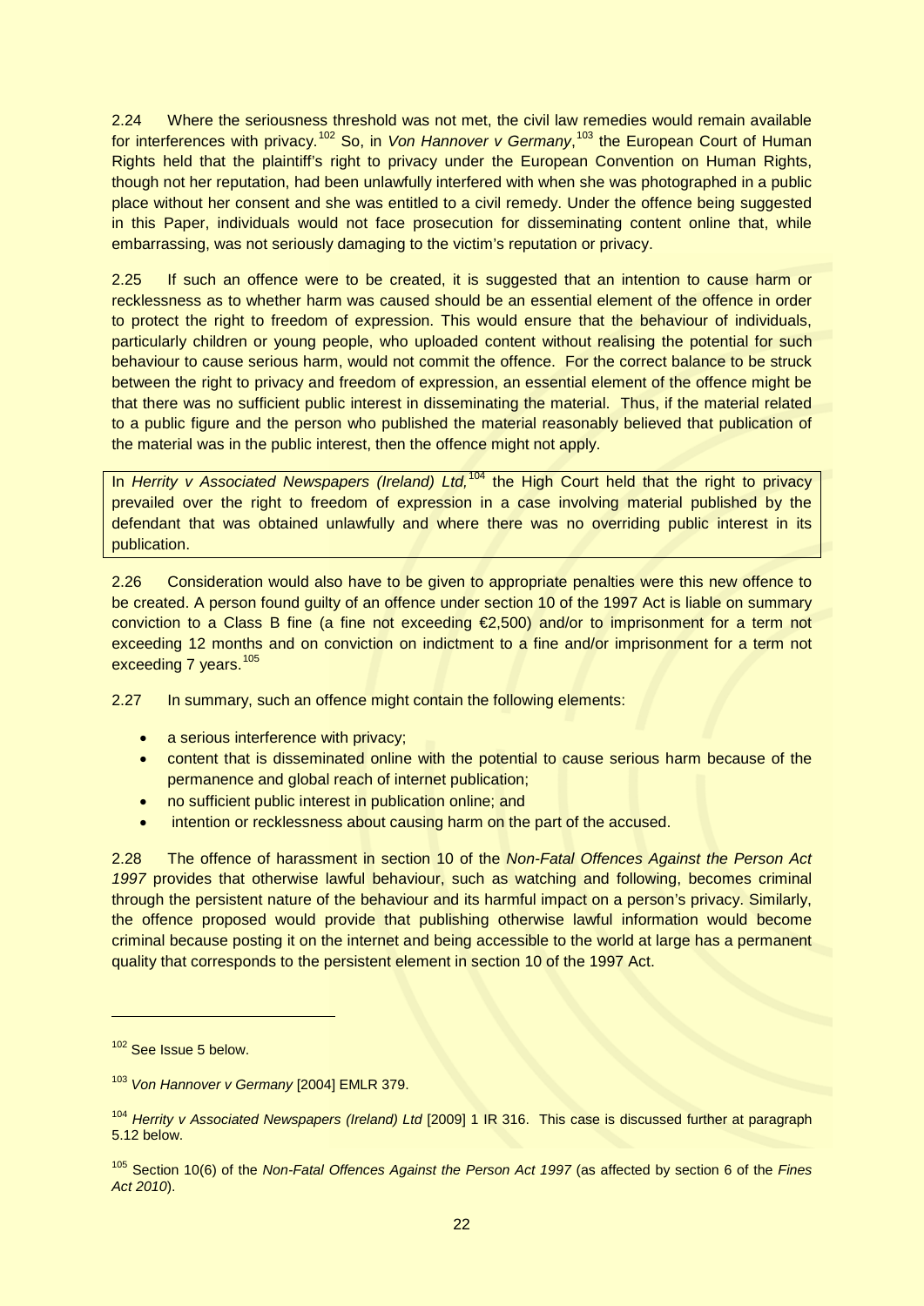2.24 Where the seriousness threshold was not met, the civil law remedies would remain available for interferences with privacy.[102] So, in *Von Hannover v Germany*,[103] the European Court of Human Rights held that the plaintiff's right to privacy under the European Convention on Human Rights, though not her reputation, had been unlawfully interfered with when she was photographed in a public place without her consent and she was entitled to a civil remedy. Under the offence being suggested in this Paper, individuals would not face prosecution for disseminating content online that, while embarrassing, was not seriously damaging to the victim's reputation or privacy.

2.25 If such an offence were to be created, it is suggested that an intention to cause harm or recklessness as to whether harm was caused should be an essential element of the offence in order to protect the right to freedom of expression. This would ensure that the behaviour of individuals, particularly children or young people, who uploaded content without realising the potential for such behaviour to cause serious harm, would not commit the offence. For the correct balance to be struck between the right to privacy and freedom of expression, an essential element of the offence might be that there was no sufficient public interest in disseminating the material. Thus, if the material related to a public figure and the person who published the material reasonably believed that publication of the material was in the public interest, then the offence might not apply.

> In *Herrity v Associated Newspapers (Ireland) Ltd,*[104] the High Court held that the right to privacy prevailed over the right to freedom of expression in a case involving material published by the defendant that was obtained unlawfully and where there was no overriding public interest in its publication.

2.26 Consideration would also have to be given to appropriate penalties were this new offence to be created. A person found guilty of an offence under section 10 of the 1997 Act is liable on summary conviction to a Class B fine (a fine not exceeding €2,500) and/or to imprisonment for a term not exceeding 12 months and on conviction on indictment to a fine and/or imprisonment for a term not exceeding 7 years.[105]

2.27 In summary, such an offence might contain the following elements:

- a serious interference with privacy;
- content that is disseminated online with the potential to cause serious harm because of the permanence and global reach of internet publication;
- no sufficient public interest in publication online; and
- intention or recklessness about causing harm on the part of the accused.

2.28 The offence of harassment in section 10 of the *Non-Fatal Offences Against the Person Act 1997* provides that otherwise lawful behaviour, such as watching and following, becomes criminal through the persistent nature of the behaviour and its harmful impact on a person's privacy. Similarly, the offence proposed would provide that publishing otherwise lawful information would become criminal because posting it on the internet and being accessible to the world at large has a permanent quality that corresponds to the persistent element in section 10 of the 1997 Act.

---

[102] See Issue 5 below.

[103] *Von Hannover v Germany* [2004] EMLR 379.

[104] *Herrity v Associated Newspapers (Ireland) Ltd* [2009] 1 IR 316. This case is discussed further at paragraph 5.12 below.

[105] Section 10(6) of the *Non-Fatal Offences Against the Person Act 1997* (as affected by section 6 of the *Fines Act 2010*).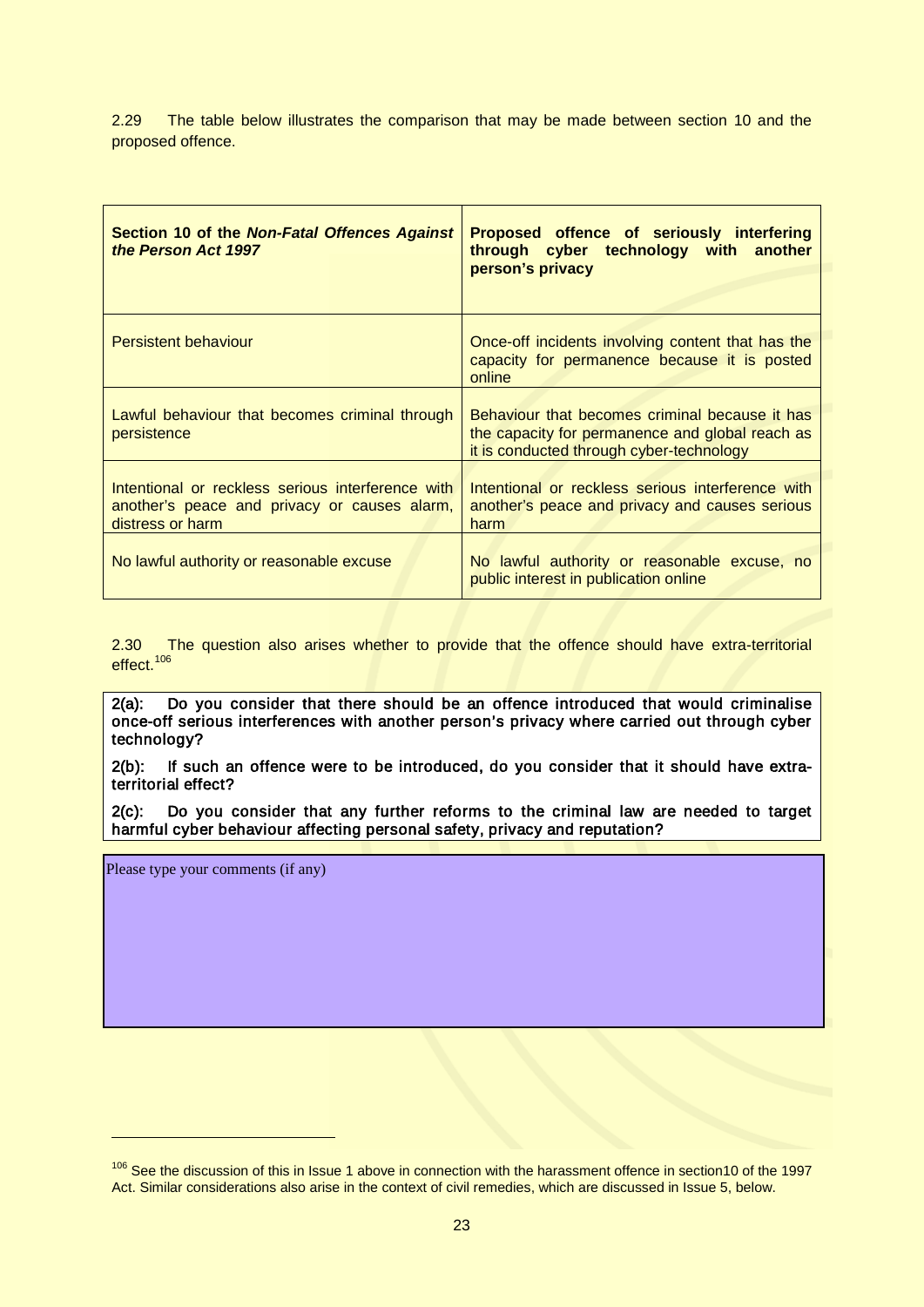2.29 The table below illustrates the comparison that may be made between section 10 and the proposed offence.

| **Section 10 of the *Non-Fatal Offences Against the Person Act 1997*** | **Proposed offence of seriously interfering through cyber technology with another person's privacy** |
|---|---|
| Persistent behaviour | Once-off incidents involving content that has the capacity for permanence because it is posted online |
| Lawful behaviour that becomes criminal through persistence | Behaviour that becomes criminal because it has the capacity for permanence and global reach as it is conducted through cyber-technology |
| Intentional or reckless serious interference with another's peace and privacy or causes alarm, distress or harm | Intentional or reckless serious interference with another's peace and privacy and causes serious harm |
| No lawful authority or reasonable excuse | No lawful authority or reasonable excuse, no public interest in publication online |

2.30 The question also arises whether to provide that the offence should have extra-territorial effect.[106]

**2(a): Do you consider that there should be an offence introduced that would criminalise once-off serious interferences with another person's privacy where carried out through cyber technology?**

**2(b): If such an offence were to be introduced, do you consider that it should have extra-territorial effect?**

**2(c): Do you consider that any further reforms to the criminal law are needed to target harmful cyber behaviour affecting personal safety, privacy and reputation?**

Please type your comments (if any)

---

[106] See the discussion of this in Issue 1 above in connection with the harassment offence in section10 of the 1997 Act. Similar considerations also arise in the context of civil remedies, which are discussed in Issue 5, below.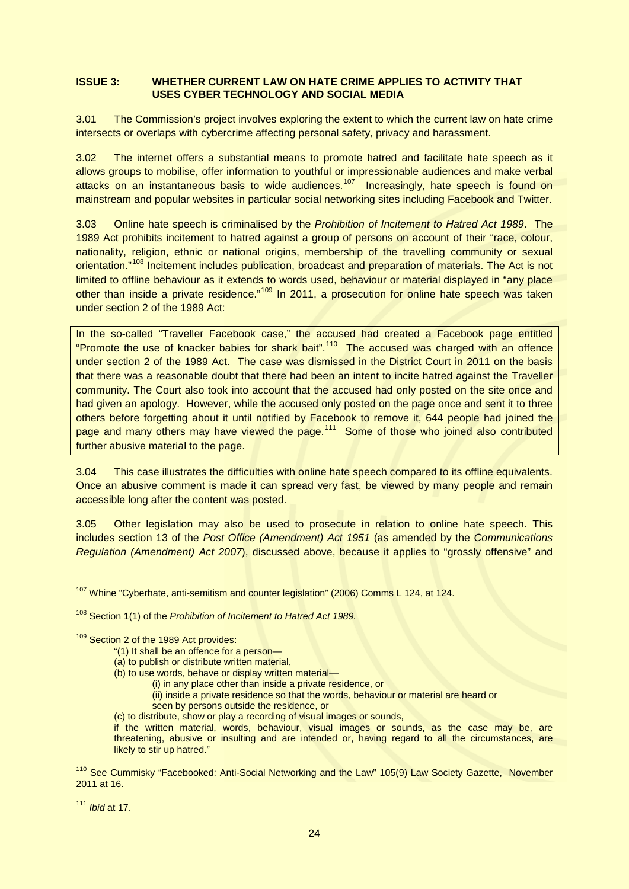**ISSUE 3: WHETHER CURRENT LAW ON HATE CRIME APPLIES TO ACTIVITY THAT USES CYBER TECHNOLOGY AND SOCIAL MEDIA**

3.01 The Commission's project involves exploring the extent to which the current law on hate crime intersects or overlaps with cybercrime affecting personal safety, privacy and harassment.

3.02 The internet offers a substantial means to promote hatred and facilitate hate speech as it allows groups to mobilise, offer information to youthful or impressionable audiences and make verbal attacks on an instantaneous basis to wide audiences.[107] Increasingly, hate speech is found on mainstream and popular websites in particular social networking sites including Facebook and Twitter.

3.03 Online hate speech is criminalised by the *Prohibition of Incitement to Hatred Act 1989*. The 1989 Act prohibits incitement to hatred against a group of persons on account of their "race, colour, nationality, religion, ethnic or national origins, membership of the travelling community or sexual orientation."[108] Incitement includes publication, broadcast and preparation of materials. The Act is not limited to offline behaviour as it extends to words used, behaviour or material displayed in "any place other than inside a private residence."[109] In 2011, a prosecution for online hate speech was taken under section 2 of the 1989 Act:

> In the so-called "Traveller Facebook case," the accused had created a Facebook page entitled "Promote the use of knacker babies for shark bait".[110] The accused was charged with an offence under section 2 of the 1989 Act. The case was dismissed in the District Court in 2011 on the basis that there was a reasonable doubt that there had been an intent to incite hatred against the Traveller community. The Court also took into account that the accused had only posted on the site once and had given an apology. However, while the accused only posted on the page once and sent it to three others before forgetting about it until notified by Facebook to remove it, 644 people had joined the page and many others may have viewed the page.[111] Some of those who joined also contributed further abusive material to the page.

3.04 This case illustrates the difficulties with online hate speech compared to its offline equivalents. Once an abusive comment is made it can spread very fast, be viewed by many people and remain accessible long after the content was posted.

3.05 Other legislation may also be used to prosecute in relation to online hate speech. This includes section 13 of the *Post Office (Amendment) Act 1951* (as amended by the *Communications Regulation (Amendment) Act 2007*), discussed above, because it applies to "grossly offensive" and

---

[107] Whine "Cyberhate, anti-semitism and counter legislation" (2006) Comms L 124, at 124.

[108] Section 1(1) of the *Prohibition of Incitement to Hatred Act 1989.*

[109] Section 2 of the 1989 Act provides:

> "(1) It shall be an offence for a person—
> (a) to publish or distribute written material,
> (b) to use words, behave or display written material—
> (i) in any place other than inside a private residence, or
> (ii) inside a private residence so that the words, behaviour or material are heard or seen by persons outside the residence, or
> (c) to distribute, show or play a recording of visual images or sounds,
> if the written material, words, behaviour, visual images or sounds, as the case may be, are threatening, abusive or insulting and are intended or, having regard to all the circumstances, are likely to stir up hatred."

[110] See Cummisky "Facebooked: Anti-Social Networking and the Law" 105(9) Law Society Gazette, November 2011 at 16.

[111] *Ibid* at 17.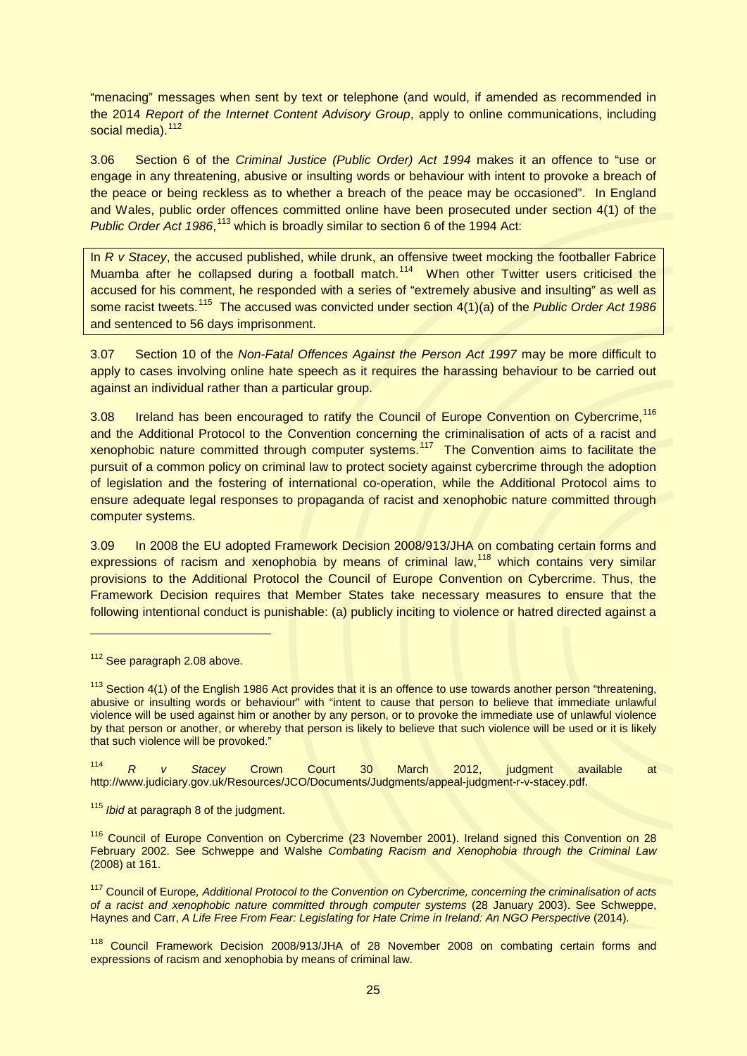"menacing" messages when sent by text or telephone (and would, if amended as recommended in the 2014 *Report of the Internet Content Advisory Group*, apply to online communications, including social media).[112]

3.06 Section 6 of the *Criminal Justice (Public Order) Act 1994* makes it an offence to "use or engage in any threatening, abusive or insulting words or behaviour with intent to provoke a breach of the peace or being reckless as to whether a breach of the peace may be occasioned". In England and Wales, public order offences committed online have been prosecuted under section 4(1) of the *Public Order Act 1986*,[113] which is broadly similar to section 6 of the 1994 Act:

> In *R v Stacey*, the accused published, while drunk, an offensive tweet mocking the footballer Fabrice Muamba after he collapsed during a football match.[114] When other Twitter users criticised the accused for his comment, he responded with a series of "extremely abusive and insulting" as well as some racist tweets.[115] The accused was convicted under section 4(1)(a) of the *Public Order Act 1986* and sentenced to 56 days imprisonment.

3.07 Section 10 of the *Non-Fatal Offences Against the Person Act 1997* may be more difficult to apply to cases involving online hate speech as it requires the harassing behaviour to be carried out against an individual rather than a particular group.

3.08 Ireland has been encouraged to ratify the Council of Europe Convention on Cybercrime,[116] and the Additional Protocol to the Convention concerning the criminalisation of acts of a racist and xenophobic nature committed through computer systems.[117] The Convention aims to facilitate the pursuit of a common policy on criminal law to protect society against cybercrime through the adoption of legislation and the fostering of international co-operation, while the Additional Protocol aims to ensure adequate legal responses to propaganda of racist and xenophobic nature committed through computer systems.

3.09 In 2008 the EU adopted Framework Decision 2008/913/JHA on combating certain forms and expressions of racism and xenophobia by means of criminal law,[118] which contains very similar provisions to the Additional Protocol the Council of Europe Convention on Cybercrime. Thus, the Framework Decision requires that Member States take necessary measures to ensure that the following intentional conduct is punishable: (a) publicly inciting to violence or hatred directed against a

---

[112] See paragraph 2.08 above.

[113] Section 4(1) of the English 1986 Act provides that it is an offence to use towards another person "threatening, abusive or insulting words or behaviour" with "intent to cause that person to believe that immediate unlawful violence will be used against him or another by any person, or to provoke the immediate use of unlawful violence by that person or another, or whereby that person is likely to believe that such violence will be used or it is likely that such violence will be provoked."

[114] *R v Stacey* Crown Court 30 March 2012, judgment available at http://www.judiciary.gov.uk/Resources/JCO/Documents/Judgments/appeal-judgment-r-v-stacey.pdf.

[115] *Ibid* at paragraph 8 of the judgment.

[116] Council of Europe Convention on Cybercrime (23 November 2001). Ireland signed this Convention on 28 February 2002. See Schweppe and Walshe *Combating Racism and Xenophobia through the Criminal Law* (2008) at 161.

[117] Council of Europe*, Additional Protocol to the Convention on Cybercrime, concerning the criminalisation of acts of a racist and xenophobic nature committed through computer systems* (28 January 2003). See Schweppe, Haynes and Carr, *A Life Free From Fear: Legislating for Hate Crime in Ireland: An NGO Perspective* (2014).

[118] Council Framework Decision 2008/913/JHA of 28 November 2008 on combating certain forms and expressions of racism and xenophobia by means of criminal law.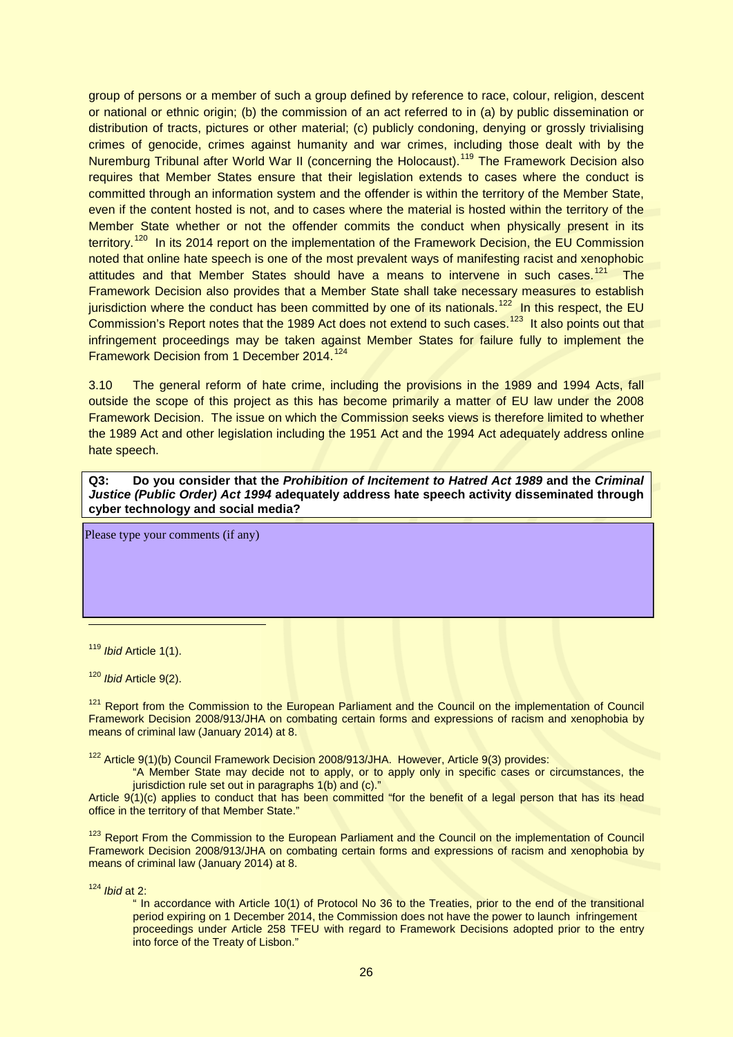group of persons or a member of such a group defined by reference to race, colour, religion, descent or national or ethnic origin; (b) the commission of an act referred to in (a) by public dissemination or distribution of tracts, pictures or other material; (c) publicly condoning, denying or grossly trivialising crimes of genocide, crimes against humanity and war crimes, including those dealt with by the Nuremburg Tribunal after World War II (concerning the Holocaust).[119] The Framework Decision also requires that Member States ensure that their legislation extends to cases where the conduct is committed through an information system and the offender is within the territory of the Member State, even if the content hosted is not, and to cases where the material is hosted within the territory of the Member State whether or not the offender commits the conduct when physically present in its territory.[120] In its 2014 report on the implementation of the Framework Decision, the EU Commission noted that online hate speech is one of the most prevalent ways of manifesting racist and xenophobic attitudes and that Member States should have a means to intervene in such cases.[121] The Framework Decision also provides that a Member State shall take necessary measures to establish jurisdiction where the conduct has been committed by one of its nationals.[122] In this respect, the EU Commission's Report notes that the 1989 Act does not extend to such cases.[123] It also points out that infringement proceedings may be taken against Member States for failure fully to implement the Framework Decision from 1 December 2014.[124]

3.10 The general reform of hate crime, including the provisions in the 1989 and 1994 Acts, fall outside the scope of this project as this has become primarily a matter of EU law under the 2008 Framework Decision. The issue on which the Commission seeks views is therefore limited to whether the 1989 Act and other legislation including the 1951 Act and the 1994 Act adequately address online hate speech.

**Q3: Do you consider that the *Prohibition of Incitement to Hatred Act 1989* and the *Criminal Justice (Public Order) Act 1994* adequately address hate speech activity disseminated through cyber technology and social media?**

Please type your comments (if any)

---

[119] *Ibid* Article 1(1).

[120] *Ibid* Article 9(2).

[121] Report from the Commission to the European Parliament and the Council on the implementation of Council Framework Decision 2008/913/JHA on combating certain forms and expressions of racism and xenophobia by means of criminal law (January 2014) at 8.

[122] Article 9(1)(b) Council Framework Decision 2008/913/JHA. However, Article 9(3) provides:

> "A Member State may decide not to apply, or to apply only in specific cases or circumstances, the jurisdiction rule set out in paragraphs 1(b) and (c)."

Article 9(1)(c) applies to conduct that has been committed "for the benefit of a legal person that has its head office in the territory of that Member State."

[123] Report From the Commission to the European Parliament and the Council on the implementation of Council Framework Decision 2008/913/JHA on combating certain forms and expressions of racism and xenophobia by means of criminal law (January 2014) at 8.

[124] *Ibid* at 2:

> " In accordance with Article 10(1) of Protocol No 36 to the Treaties, prior to the end of the transitional period expiring on 1 December 2014, the Commission does not have the power to launch infringement proceedings under Article 258 TFEU with regard to Framework Decisions adopted prior to the entry into force of the Treaty of Lisbon."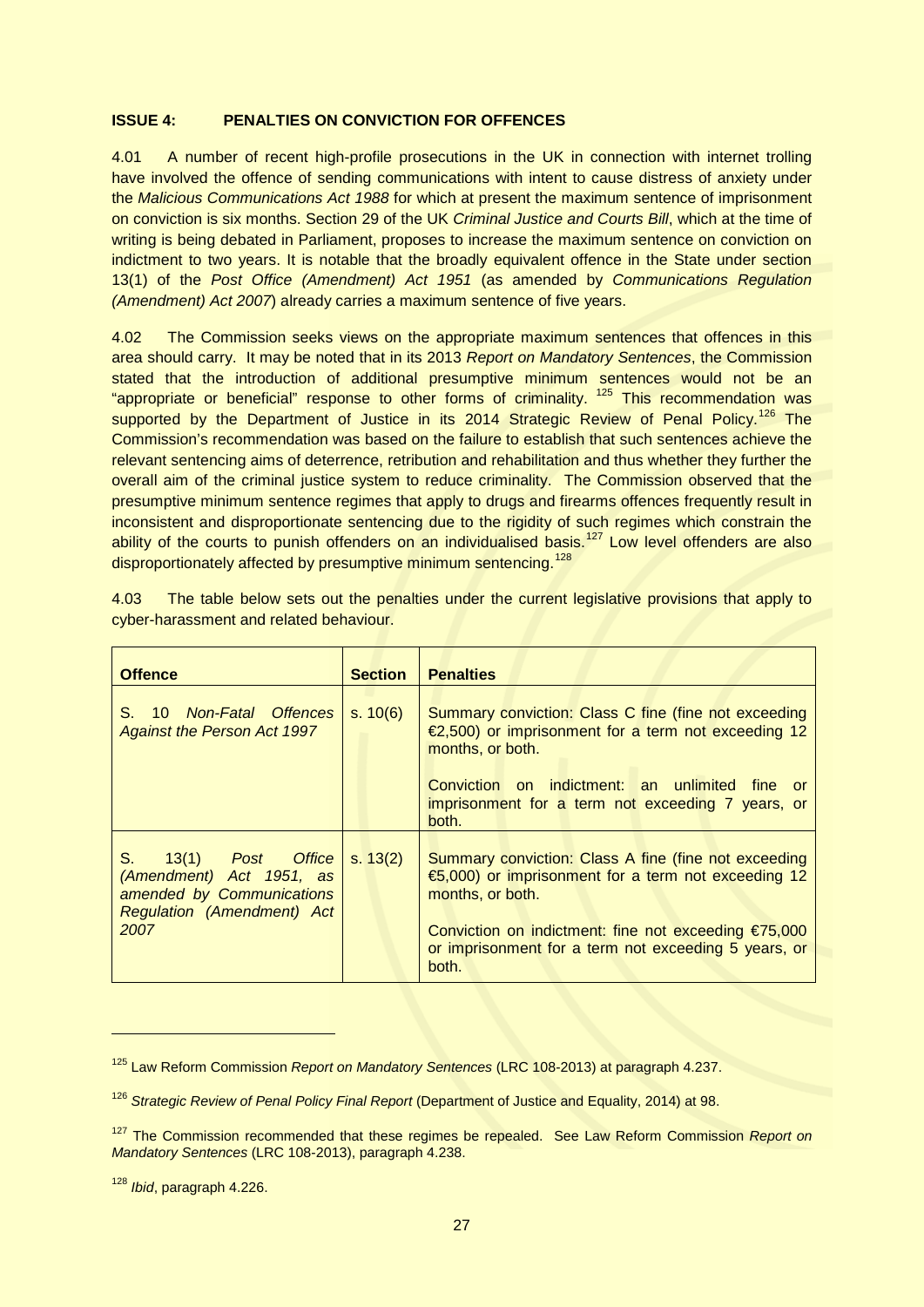**ISSUE 4: PENALTIES ON CONVICTION FOR OFFENCES**

4.01 A number of recent high-profile prosecutions in the UK in connection with internet trolling have involved the offence of sending communications with intent to cause distress of anxiety under the *Malicious Communications Act 1988* for which at present the maximum sentence of imprisonment on conviction is six months. Section 29 of the UK *Criminal Justice and Courts Bill*, which at the time of writing is being debated in Parliament, proposes to increase the maximum sentence on conviction on indictment to two years. It is notable that the broadly equivalent offence in the State under section 13(1) of the *Post Office (Amendment) Act 1951* (as amended by *Communications Regulation (Amendment) Act 2007*) already carries a maximum sentence of five years.

4.02 The Commission seeks views on the appropriate maximum sentences that offences in this area should carry. It may be noted that in its 2013 *Report on Mandatory Sentences*, the Commission stated that the introduction of additional presumptive minimum sentences would not be an "appropriate or beneficial" response to other forms of criminality. [125] This recommendation was supported by the Department of Justice in its 2014 Strategic Review of Penal Policy.[126] The Commission's recommendation was based on the failure to establish that such sentences achieve the relevant sentencing aims of deterrence, retribution and rehabilitation and thus whether they further the overall aim of the criminal justice system to reduce criminality. The Commission observed that the presumptive minimum sentence regimes that apply to drugs and firearms offences frequently result in inconsistent and disproportionate sentencing due to the rigidity of such regimes which constrain the ability of the courts to punish offenders on an individualised basis.[127] Low level offenders are also disproportionately affected by presumptive minimum sentencing.[128]

4.03 The table below sets out the penalties under the current legislative provisions that apply to cyber-harassment and related behaviour.

| **Offence** | **Section** | **Penalties** |
|---|---|---|
| S. 10 *Non-Fatal Offences Against the Person Act 1997* | s. 10(6) | Summary conviction: Class C fine (fine not exceeding €2,500) or imprisonment for a term not exceeding 12 months, or both.<br><br>Conviction on indictment: an unlimited fine or imprisonment for a term not exceeding 7 years, or both. |
| S. 13(1) *Post Office (Amendment) Act 1951, as amended by Communications Regulation (Amendment) Act 2007* | s. 13(2) | Summary conviction: Class A fine (fine not exceeding €5,000) or imprisonment for a term not exceeding 12 months, or both.<br><br>Conviction on indictment: fine not exceeding €75,000 or imprisonment for a term not exceeding 5 years, or both. |

---

[125] Law Reform Commission *Report on Mandatory Sentences* (LRC 108-2013) at paragraph 4.237.

[126] *Strategic Review of Penal Policy Final Report* (Department of Justice and Equality, 2014) at 98.

[127] The Commission recommended that these regimes be repealed. See Law Reform Commission *Report on Mandatory Sentences* (LRC 108-2013), paragraph 4.238.

[128] *Ibid*, paragraph 4.226.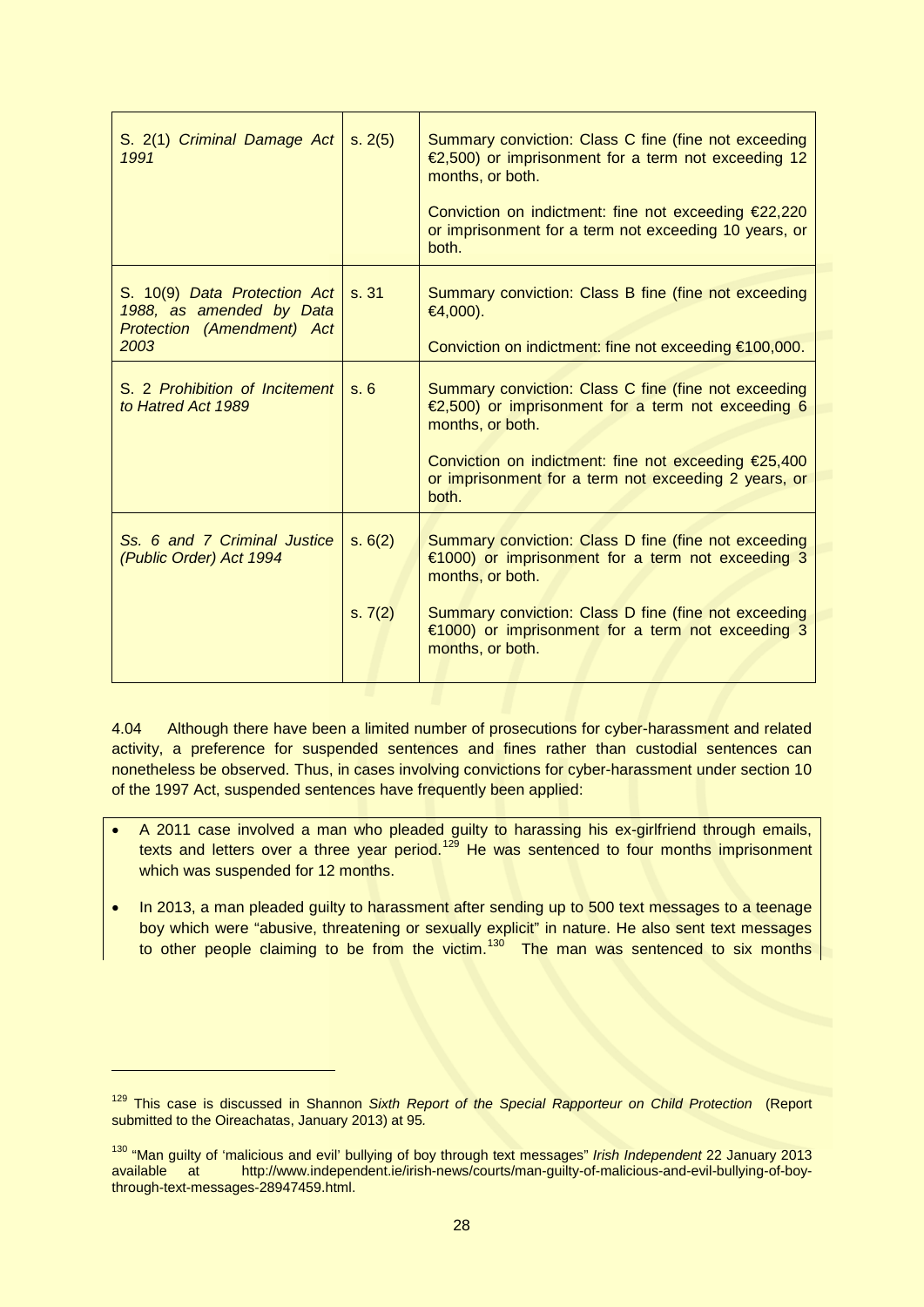| | | |
|---|---|---|
| S. 2(1) *Criminal Damage Act 1991* | s. 2(5) | Summary conviction: Class C fine (fine not exceeding €2,500) or imprisonment for a term not exceeding 12 months, or both.<br><br>Conviction on indictment: fine not exceeding €22,220 or imprisonment for a term not exceeding 10 years, or both. |
| S. 10(9) *Data Protection Act 1988, as amended by Data Protection (Amendment) Act 2003* | s. 31 | Summary conviction: Class B fine (fine not exceeding €4,000).<br><br>Conviction on indictment: fine not exceeding €100,000. |
| S. 2 *Prohibition of Incitement to Hatred Act 1989* | s. 6 | Summary conviction: Class C fine (fine not exceeding €2,500) or imprisonment for a term not exceeding 6 months, or both.<br><br>Conviction on indictment: fine not exceeding €25,400 or imprisonment for a term not exceeding 2 years, or both. |
| *Ss. 6 and 7 Criminal Justice (Public Order) Act 1994* | s. 6(2)<br><br>s. 7(2) | Summary conviction: Class D fine (fine not exceeding €1000) or imprisonment for a term not exceeding 3 months, or both.<br><br>Summary conviction: Class D fine (fine not exceeding €1000) or imprisonment for a term not exceeding 3 months, or both. |

4.04 Although there have been a limited number of prosecutions for cyber-harassment and related activity, a preference for suspended sentences and fines rather than custodial sentences can nonetheless be observed. Thus, in cases involving convictions for cyber-harassment under section 10 of the 1997 Act, suspended sentences have frequently been applied:

- A 2011 case involved a man who pleaded guilty to harassing his ex-girlfriend through emails, texts and letters over a three year period.[129] He was sentenced to four months imprisonment which was suspended for 12 months.
- In 2013, a man pleaded guilty to harassment after sending up to 500 text messages to a teenage boy which were "abusive, threatening or sexually explicit" in nature. He also sent text messages to other people claiming to be from the victim.[130] The man was sentenced to six months

---

[129] This case is discussed in Shannon *Sixth Report of the Special Rapporteur on Child Protection* (Report submitted to the Oireachtas, January 2013) at 95.

[130] "Man guilty of 'malicious and evil' bullying of boy through text messages" *Irish Independent* 22 January 2013 available at http://www.independent.ie/irish-news/courts/man-guilty-of-malicious-and-evil-bullying-of-boy-through-text-messages-28947459.html.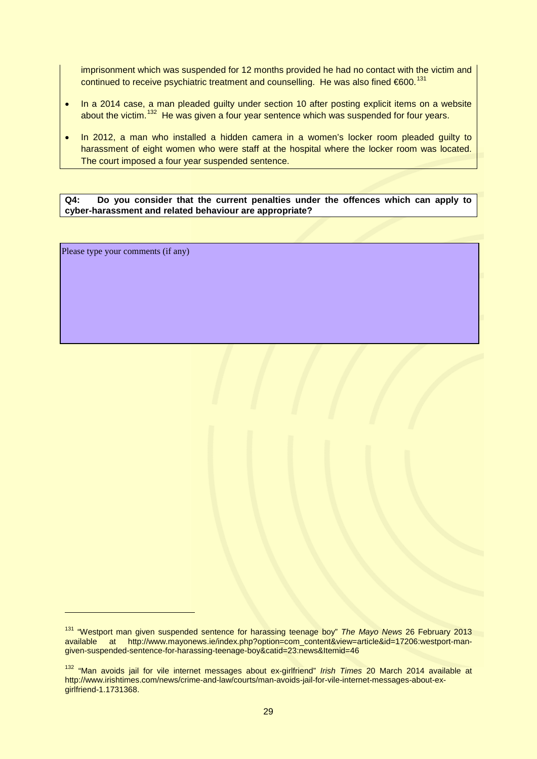imprisonment which was suspended for 12 months provided he had no contact with the victim and continued to receive psychiatric treatment and counselling. He was also fined €600.[131]

- In a 2014 case, a man pleaded guilty under section 10 after posting explicit items on a website about the victim.[132] He was given a four year sentence which was suspended for four years.
- In 2012, a man who installed a hidden camera in a women's locker room pleaded guilty to harassment of eight women who were staff at the hospital where the locker room was located. The court imposed a four year suspended sentence.

**Q4: Do you consider that the current penalties under the offences which can apply to cyber-harassment and related behaviour are appropriate?**

Please type your comments (if any)

---

[131] "Westport man given suspended sentence for harassing teenage boy" *The Mayo News* 26 February 2013 available at http://www.mayonews.ie/index.php?option=com_content&view=article&id=17206:westport-man-given-suspended-sentence-for-harassing-teenage-boy&catid=23:news&Itemid=46

[132] "Man avoids jail for vile internet messages about ex-girlfriend" *Irish Times* 20 March 2014 available at http://www.irishtimes.com/news/crime-and-law/courts/man-avoids-jail-for-vile-internet-messages-about-ex-girlfriend-1.1731368.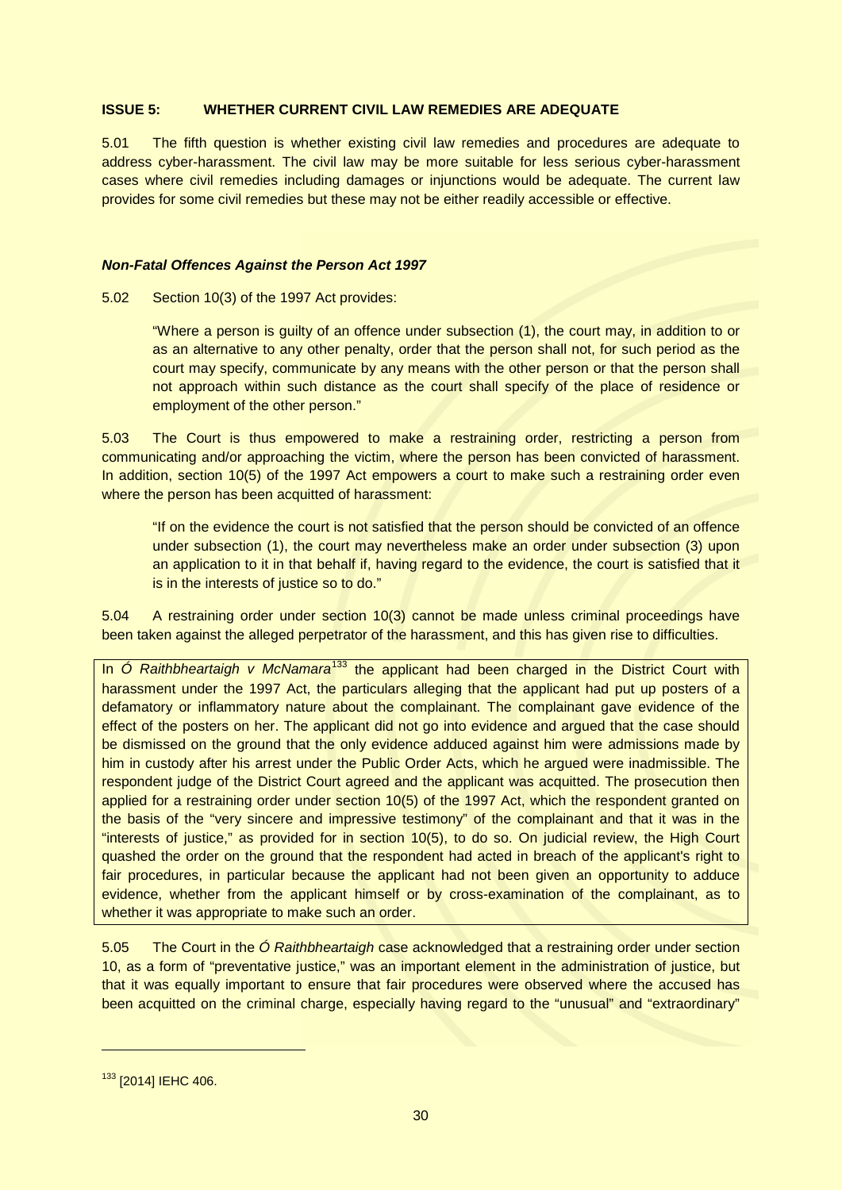**ISSUE 5: WHETHER CURRENT CIVIL LAW REMEDIES ARE ADEQUATE**

5.01 The fifth question is whether existing civil law remedies and procedures are adequate to address cyber-harassment. The civil law may be more suitable for less serious cyber-harassment cases where civil remedies including damages or injunctions would be adequate. The current law provides for some civil remedies but these may not be either readily accessible or effective.

***Non-Fatal Offences Against the Person Act 1997***

5.02 Section 10(3) of the 1997 Act provides:

> "Where a person is guilty of an offence under subsection (1), the court may, in addition to or as an alternative to any other penalty, order that the person shall not, for such period as the court may specify, communicate by any means with the other person or that the person shall not approach within such distance as the court shall specify of the place of residence or employment of the other person."

5.03 The Court is thus empowered to make a restraining order, restricting a person from communicating and/or approaching the victim, where the person has been convicted of harassment. In addition, section 10(5) of the 1997 Act empowers a court to make such a restraining order even where the person has been acquitted of harassment:

> "If on the evidence the court is not satisfied that the person should be convicted of an offence under subsection (1), the court may nevertheless make an order under subsection (3) upon an application to it in that behalf if, having regard to the evidence, the court is satisfied that it is in the interests of justice so to do."

5.04 A restraining order under section 10(3) cannot be made unless criminal proceedings have been taken against the alleged perpetrator of the harassment, and this has given rise to difficulties.

> In *Ó Raithbheartaigh v McNamara*[133] the applicant had been charged in the District Court with harassment under the 1997 Act, the particulars alleging that the applicant had put up posters of a defamatory or inflammatory nature about the complainant. The complainant gave evidence of the effect of the posters on her. The applicant did not go into evidence and argued that the case should be dismissed on the ground that the only evidence adduced against him were admissions made by him in custody after his arrest under the Public Order Acts, which he argued were inadmissible. The respondent judge of the District Court agreed and the applicant was acquitted. The prosecution then applied for a restraining order under section 10(5) of the 1997 Act, which the respondent granted on the basis of the "very sincere and impressive testimony" of the complainant and that it was in the "interests of justice," as provided for in section 10(5), to do so. On judicial review, the High Court quashed the order on the ground that the respondent had acted in breach of the applicant's right to fair procedures, in particular because the applicant had not been given an opportunity to adduce evidence, whether from the applicant himself or by cross-examination of the complainant, as to whether it was appropriate to make such an order.

5.05 The Court in the *Ó Raithbheartaigh* case acknowledged that a restraining order under section 10, as a form of "preventative justice," was an important element in the administration of justice, but that it was equally important to ensure that fair procedures were observed where the accused has been acquitted on the criminal charge, especially having regard to the "unusual" and "extraordinary"

---

[133] [2014] IEHC 406.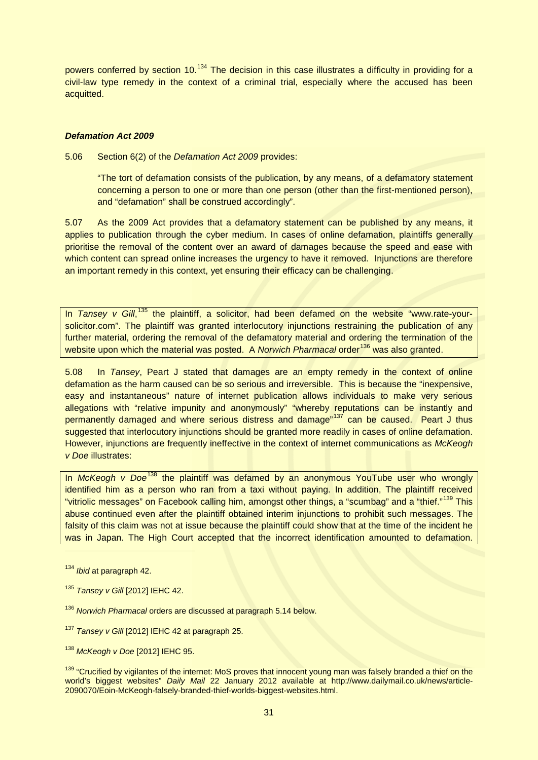powers conferred by section 10.[134] The decision in this case illustrates a difficulty in providing for a civil-law type remedy in the context of a criminal trial, especially where the accused has been acquitted.

***Defamation Act 2009***

5.06 Section 6(2) of the *Defamation Act 2009* provides:

> "The tort of defamation consists of the publication, by any means, of a defamatory statement concerning a person to one or more than one person (other than the first-mentioned person), and "defamation" shall be construed accordingly".

5.07 As the 2009 Act provides that a defamatory statement can be published by any means, it applies to publication through the cyber medium. In cases of online defamation, plaintiffs generally prioritise the removal of the content over an award of damages because the speed and ease with which content can spread online increases the urgency to have it removed. Injunctions are therefore an important remedy in this context, yet ensuring their efficacy can be challenging.

In *Tansey v Gill*,[135] the plaintiff, a solicitor, had been defamed on the website "www.rate-your-solicitor.com". The plaintiff was granted interlocutory injunctions restraining the publication of any further material, ordering the removal of the defamatory material and ordering the termination of the website upon which the material was posted. A *Norwich Pharmacal* order[136] was also granted.

5.08 In *Tansey*, Peart J stated that damages are an empty remedy in the context of online defamation as the harm caused can be so serious and irreversible. This is because the "inexpensive, easy and instantaneous" nature of internet publication allows individuals to make very serious allegations with "relative impunity and anonymously" "whereby reputations can be instantly and permanently damaged and where serious distress and damage"[137] can be caused. Peart J thus suggested that interlocutory injunctions should be granted more readily in cases of online defamation. However, injunctions are frequently ineffective in the context of internet communications as *McKeogh v Doe* illustrates:

In *McKeogh v Doe*[138] the plaintiff was defamed by an anonymous YouTube user who wrongly identified him as a person who ran from a taxi without paying. In addition, The plaintiff received "vitriolic messages" on Facebook calling him, amongst other things, a "scumbag" and a "thief."[139] This abuse continued even after the plaintiff obtained interim injunctions to prohibit such messages. The falsity of this claim was not at issue because the plaintiff could show that at the time of the incident he was in Japan. The High Court accepted that the incorrect identification amounted to defamation.

---

[134] *Ibid* at paragraph 42.

[135] *Tansey v Gill* [2012] IEHC 42.

[136] *Norwich Pharmacal* orders are discussed at paragraph 5.14 below.

[137] *Tansey v Gill* [2012] IEHC 42 at paragraph 25.

[138] *McKeogh v Doe* [2012] IEHC 95.

[139] "Crucified by vigilantes of the internet: MoS proves that innocent young man was falsely branded a thief on the world's biggest websites" *Daily Mail* 22 January 2012 available at http://www.dailymail.co.uk/news/article-2090070/Eoin-McKeogh-falsely-branded-thief-worlds-biggest-websites.html.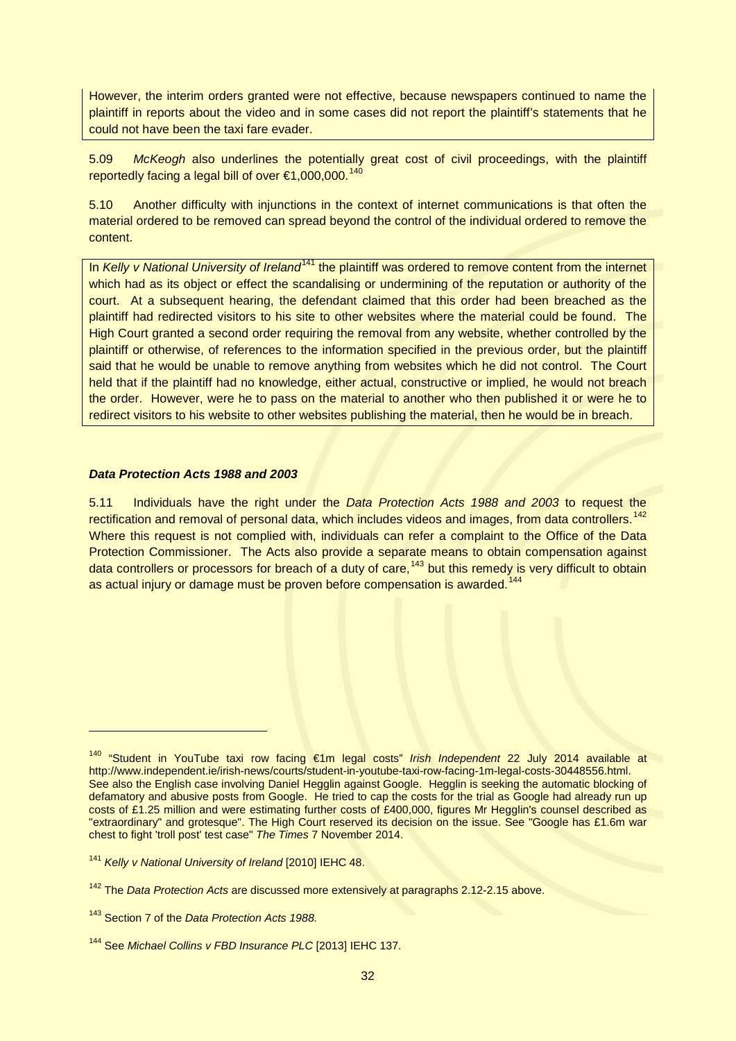However, the interim orders granted were not effective, because newspapers continued to name the plaintiff in reports about the video and in some cases did not report the plaintiff's statements that he could not have been the taxi fare evader.

5.09 *McKeogh* also underlines the potentially great cost of civil proceedings, with the plaintiff reportedly facing a legal bill of over €1,000,000.[140]

5.10 Another difficulty with injunctions in the context of internet communications is that often the material ordered to be removed can spread beyond the control of the individual ordered to remove the content.

In *Kelly v National University of Ireland*[141] the plaintiff was ordered to remove content from the internet which had as its object or effect the scandalising or undermining of the reputation or authority of the court. At a subsequent hearing, the defendant claimed that this order had been breached as the plaintiff had redirected visitors to his site to other websites where the material could be found. The High Court granted a second order requiring the removal from any website, whether controlled by the plaintiff or otherwise, of references to the information specified in the previous order, but the plaintiff said that he would be unable to remove anything from websites which he did not control. The Court held that if the plaintiff had no knowledge, either actual, constructive or implied, he would not breach the order. However, were he to pass on the material to another who then published it or were he to redirect visitors to his website to other websites publishing the material, then he would be in breach.

### *Data Protection Acts 1988 and 2003*

5.11 Individuals have the right under the *Data Protection Acts 1988 and 2003* to request the rectification and removal of personal data, which includes videos and images, from data controllers.[142] Where this request is not complied with, individuals can refer a complaint to the Office of the Data Protection Commissioner. The Acts also provide a separate means to obtain compensation against data controllers or processors for breach of a duty of care,[143] but this remedy is very difficult to obtain as actual injury or damage must be proven before compensation is awarded.[144]

---

[140] "Student in YouTube taxi row facing €1m legal costs" *Irish Independent* 22 July 2014 available at http://www.independent.ie/irish-news/courts/student-in-youtube-taxi-row-facing-1m-legal-costs-30448556.html. See also the English case involving Daniel Hegglin against Google. Hegglin is seeking the automatic blocking of defamatory and abusive posts from Google. He tried to cap the costs for the trial as Google had already run up costs of £1.25 million and were estimating further costs of £400,000, figures Mr Hegglin's counsel described as "extraordinary" and grotesque". The High Court reserved its decision on the issue. See "Google has £1.6m war chest to fight 'troll post' test case" *The Times* 7 November 2014.

[141] *Kelly v National University of Ireland* [2010] IEHC 48.

[142] The *Data Protection Acts* are discussed more extensively at paragraphs 2.12-2.15 above.

[143] Section 7 of the *Data Protection Acts 1988.*

[144] See *Michael Collins v FBD Insurance PLC* [2013] IEHC 137.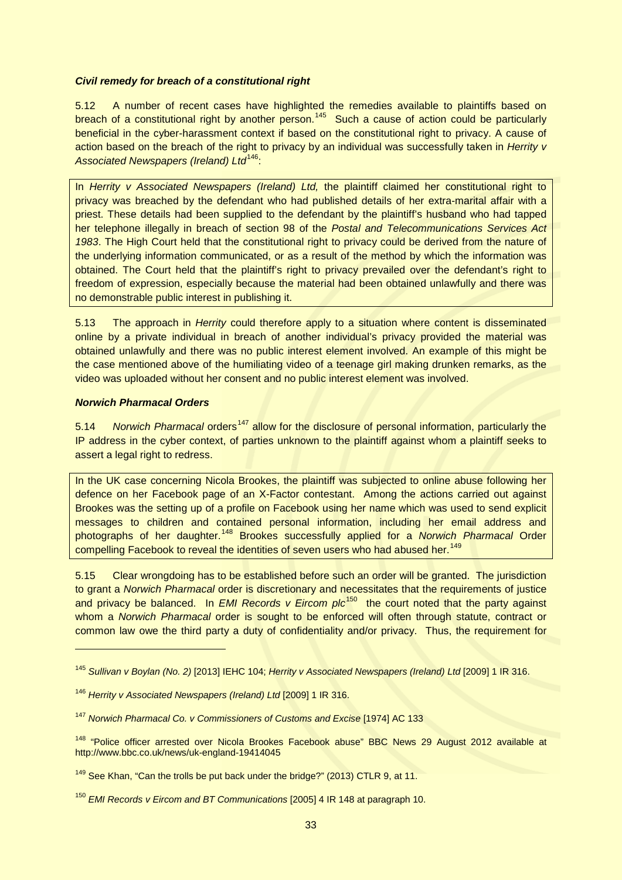### *Civil remedy for breach of a constitutional right*

5.12 A number of recent cases have highlighted the remedies available to plaintiffs based on breach of a constitutional right by another person.[145] Such a cause of action could be particularly beneficial in the cyber-harassment context if based on the constitutional right to privacy. A cause of action based on the breach of the right to privacy by an individual was successfully taken in *Herrity v Associated Newspapers (Ireland) Ltd*[146]:

> In *Herrity v Associated Newspapers (Ireland) Ltd,* the plaintiff claimed her constitutional right to privacy was breached by the defendant who had published details of her extra-marital affair with a priest. These details had been supplied to the defendant by the plaintiff's husband who had tapped her telephone illegally in breach of section 98 of the *Postal and Telecommunications Services Act 1983*. The High Court held that the constitutional right to privacy could be derived from the nature of the underlying information communicated, or as a result of the method by which the information was obtained. The Court held that the plaintiff's right to privacy prevailed over the defendant's right to freedom of expression, especially because the material had been obtained unlawfully and there was no demonstrable public interest in publishing it.

5.13 The approach in *Herrity* could therefore apply to a situation where content is disseminated online by a private individual in breach of another individual's privacy provided the material was obtained unlawfully and there was no public interest element involved. An example of this might be the case mentioned above of the humiliating video of a teenage girl making drunken remarks, as the video was uploaded without her consent and no public interest element was involved.

### *Norwich Pharmacal Orders*

5.14 *Norwich Pharmacal* orders[147] allow for the disclosure of personal information, particularly the IP address in the cyber context, of parties unknown to the plaintiff against whom a plaintiff seeks to assert a legal right to redress.

> In the UK case concerning Nicola Brookes, the plaintiff was subjected to online abuse following her defence on her Facebook page of an X-Factor contestant. Among the actions carried out against Brookes was the setting up of a profile on Facebook using her name which was used to send explicit messages to children and contained personal information, including her email address and photographs of her daughter.[148] Brookes successfully applied for a *Norwich Pharmacal* Order compelling Facebook to reveal the identities of seven users who had abused her.[149]

5.15 Clear wrongdoing has to be established before such an order will be granted. The jurisdiction to grant a *Norwich Pharmacal* order is discretionary and necessitates that the requirements of justice and privacy be balanced. In *EMI Records v Eircom plc*[150] the court noted that the party against whom a *Norwich Pharmacal* order is sought to be enforced will often through statute, contract or common law owe the third party a duty of confidentiality and/or privacy. Thus, the requirement for

---

[145] *Sullivan v Boylan (No. 2)* [2013] IEHC 104; *Herrity v Associated Newspapers (Ireland) Ltd* [2009] 1 IR 316.

[146] *Herrity v Associated Newspapers (Ireland) Ltd* [2009] 1 IR 316.

[147] *Norwich Pharmacal Co. v Commissioners of Customs and Excise* [1974] AC 133

[148] "Police officer arrested over Nicola Brookes Facebook abuse" BBC News 29 August 2012 available at http://www.bbc.co.uk/news/uk-england-19414045

[149] See Khan, "Can the trolls be put back under the bridge?" (2013) CTLR 9, at 11.

[150] *EMI Records v Eircom and BT Communications* [2005] 4 IR 148 at paragraph 10.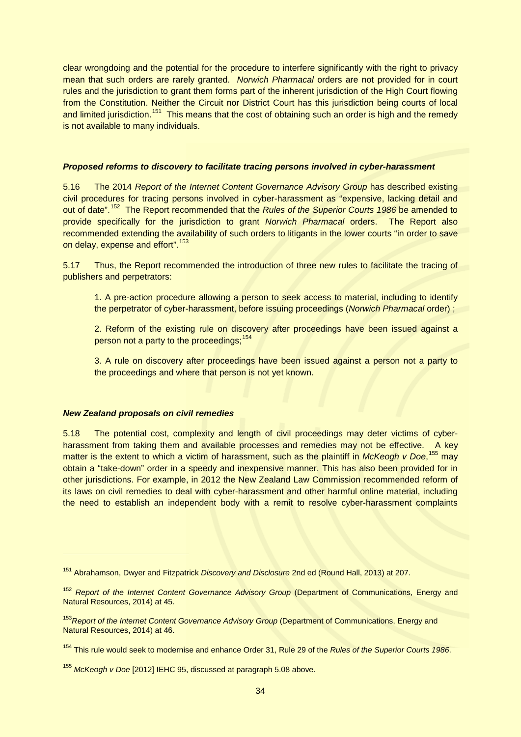clear wrongdoing and the potential for the procedure to interfere significantly with the right to privacy mean that such orders are rarely granted. *Norwich Pharmacal* orders are not provided for in court rules and the jurisdiction to grant them forms part of the inherent jurisdiction of the High Court flowing from the Constitution. Neither the Circuit nor District Court has this jurisdiction being courts of local and limited jurisdiction.[151] This means that the cost of obtaining such an order is high and the remedy is not available to many individuals.

***Proposed reforms to discovery to facilitate tracing persons involved in cyber-harassment***

5.16 The 2014 *Report of the Internet Content Governance Advisory Group* has described existing civil procedures for tracing persons involved in cyber-harassment as "expensive, lacking detail and out of date".[152] The Report recommended that the *Rules of the Superior Courts 1986* be amended to provide specifically for the jurisdiction to grant *Norwich Pharmacal* orders. The Report also recommended extending the availability of such orders to litigants in the lower courts "in order to save on delay, expense and effort".[153]

5.17 Thus, the Report recommended the introduction of three new rules to facilitate the tracing of publishers and perpetrators:

> 1. A pre-action procedure allowing a person to seek access to material, including to identify the perpetrator of cyber-harassment, before issuing proceedings (*Norwich Pharmacal* order) ;
>
> 2. Reform of the existing rule on discovery after proceedings have been issued against a person not a party to the proceedings;[154]
>
> 3. A rule on discovery after proceedings have been issued against a person not a party to the proceedings and where that person is not yet known.

***New Zealand proposals on civil remedies***

5.18 The potential cost, complexity and length of civil proceedings may deter victims of cyber-harassment from taking them and available processes and remedies may not be effective. A key matter is the extent to which a victim of harassment, such as the plaintiff in *McKeogh v Doe*,[155] may obtain a "take-down" order in a speedy and inexpensive manner. This has also been provided for in other jurisdictions. For example, in 2012 the New Zealand Law Commission recommended reform of its laws on civil remedies to deal with cyber-harassment and other harmful online material, including the need to establish an independent body with a remit to resolve cyber-harassment complaints

---

[151] Abrahamson, Dwyer and Fitzpatrick *Discovery and Disclosure* 2nd ed (Round Hall, 2013) at 207.

[152] *Report of the Internet Content Governance Advisory Group* (Department of Communications, Energy and Natural Resources, 2014) at 45.

[153] *Report of the Internet Content Governance Advisory Group* (Department of Communications, Energy and Natural Resources, 2014) at 46.

[154] This rule would seek to modernise and enhance Order 31, Rule 29 of the *Rules of the Superior Courts 1986*.

[155] *McKeogh v Doe* [2012] IEHC 95, discussed at paragraph 5.08 above.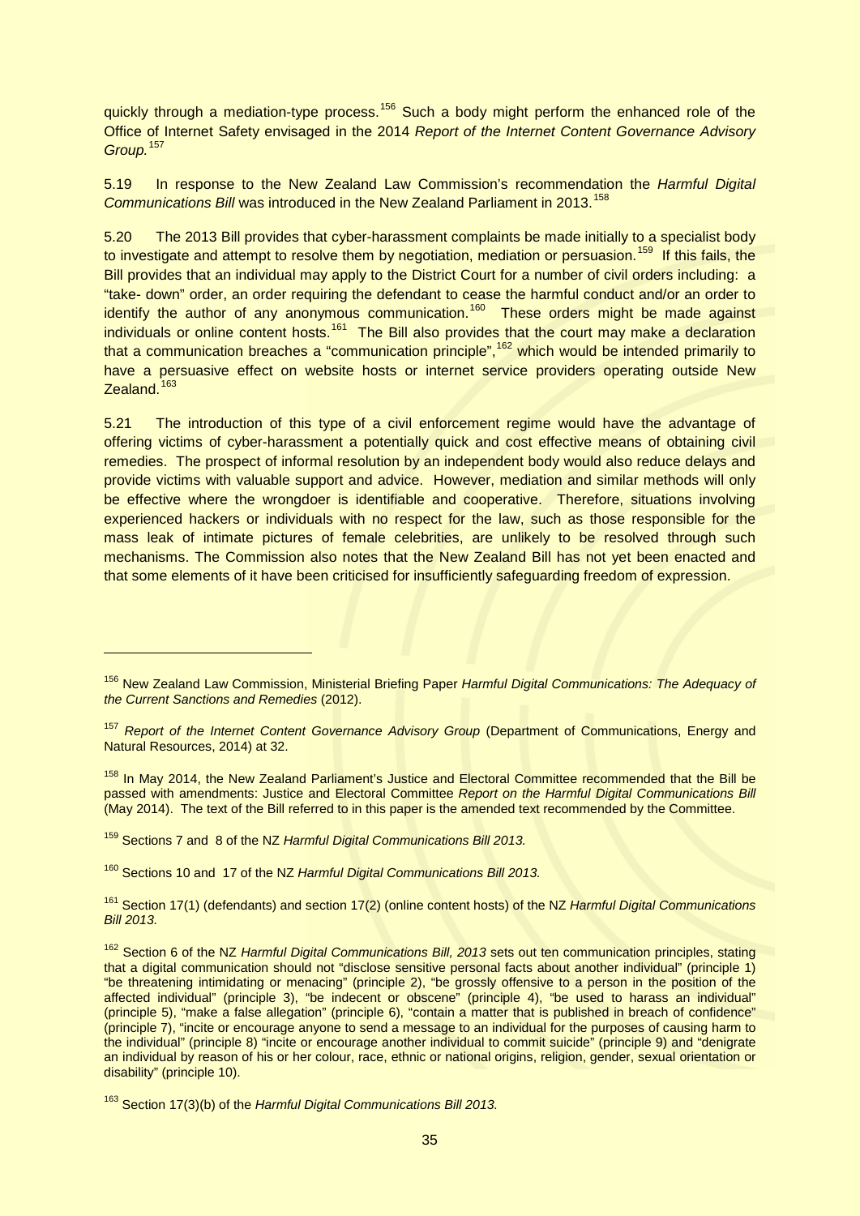quickly through a mediation-type process.[156] Such a body might perform the enhanced role of the Office of Internet Safety envisaged in the 2014 *Report of the Internet Content Governance Advisory Group.*[157]

5.19 In response to the New Zealand Law Commission's recommendation the *Harmful Digital Communications Bill* was introduced in the New Zealand Parliament in 2013.[158]

5.20 The 2013 Bill provides that cyber-harassment complaints be made initially to a specialist body to investigate and attempt to resolve them by negotiation, mediation or persuasion.[159] If this fails, the Bill provides that an individual may apply to the District Court for a number of civil orders including: a "take- down" order, an order requiring the defendant to cease the harmful conduct and/or an order to identify the author of any anonymous communication.[160] These orders might be made against individuals or online content hosts.[161] The Bill also provides that the court may make a declaration that a communication breaches a "communication principle",[162] which would be intended primarily to have a persuasive effect on website hosts or internet service providers operating outside New Zealand.[163]

5.21 The introduction of this type of a civil enforcement regime would have the advantage of offering victims of cyber-harassment a potentially quick and cost effective means of obtaining civil remedies. The prospect of informal resolution by an independent body would also reduce delays and provide victims with valuable support and advice. However, mediation and similar methods will only be effective where the wrongdoer is identifiable and cooperative. Therefore, situations involving experienced hackers or individuals with no respect for the law, such as those responsible for the mass leak of intimate pictures of female celebrities, are unlikely to be resolved through such mechanisms. The Commission also notes that the New Zealand Bill has not yet been enacted and that some elements of it have been criticised for insufficiently safeguarding freedom of expression.

---

[156] New Zealand Law Commission, Ministerial Briefing Paper *Harmful Digital Communications: The Adequacy of the Current Sanctions and Remedies* (2012).

[157] *Report of the Internet Content Governance Advisory Group* (Department of Communications, Energy and Natural Resources, 2014) at 32.

[158] In May 2014, the New Zealand Parliament's Justice and Electoral Committee recommended that the Bill be passed with amendments: Justice and Electoral Committee *Report on the Harmful Digital Communications Bill* (May 2014). The text of the Bill referred to in this paper is the amended text recommended by the Committee.

[159] Sections 7 and 8 of the NZ *Harmful Digital Communications Bill 2013.*

[160] Sections 10 and 17 of the NZ *Harmful Digital Communications Bill 2013.*

[161] Section 17(1) (defendants) and section 17(2) (online content hosts) of the NZ *Harmful Digital Communications Bill 2013.*

[162] Section 6 of the NZ *Harmful Digital Communications Bill, 2013* sets out ten communication principles, stating that a digital communication should not "disclose sensitive personal facts about another individual" (principle 1) "be threatening intimidating or menacing" (principle 2), "be grossly offensive to a person in the position of the affected individual" (principle 3), "be indecent or obscene" (principle 4), "be used to harass an individual" (principle 5), "make a false allegation" (principle 6), "contain a matter that is published in breach of confidence" (principle 7), "incite or encourage anyone to send a message to an individual for the purposes of causing harm to the individual" (principle 8) "incite or encourage another individual to commit suicide" (principle 9) and "denigrate an individual by reason of his or her colour, race, ethnic or national origins, religion, gender, sexual orientation or disability" (principle 10).

[163] Section 17(3)(b) of the *Harmful Digital Communications Bill 2013.*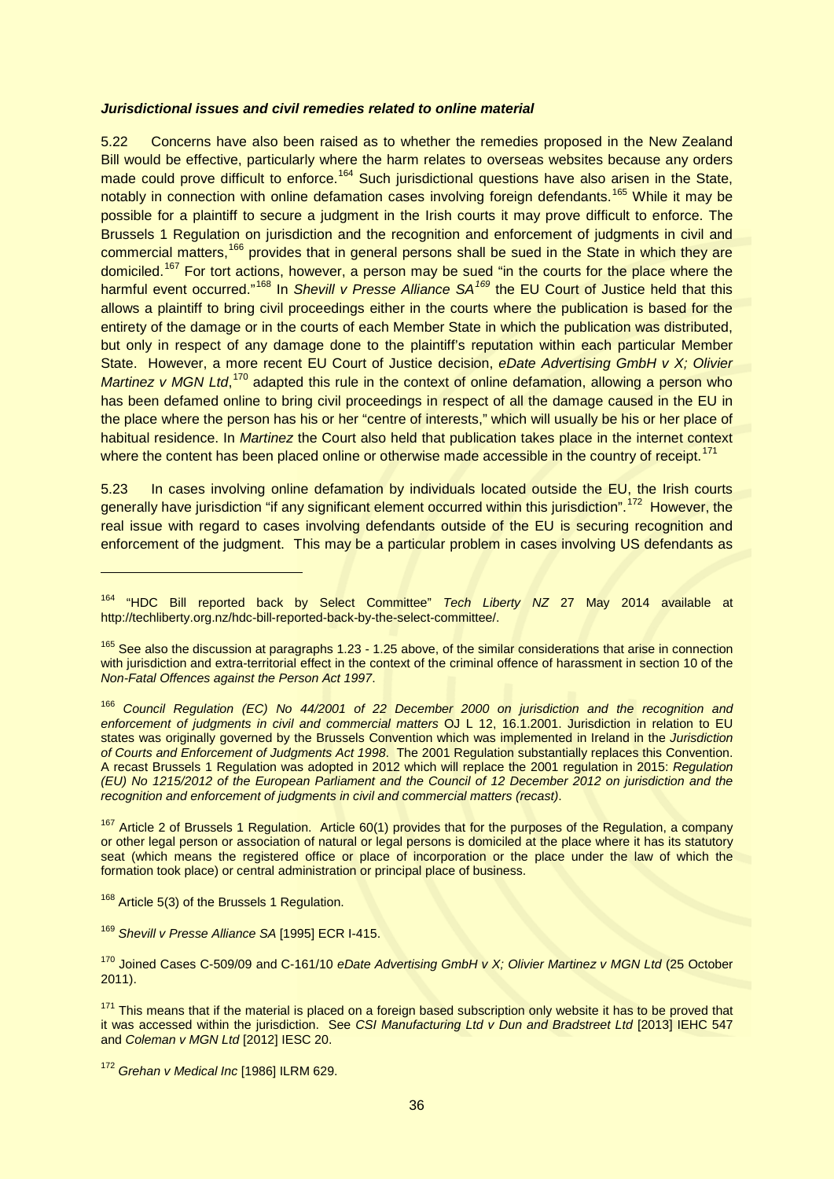***Jurisdictional issues and civil remedies related to online material***

5.22 Concerns have also been raised as to whether the remedies proposed in the New Zealand Bill would be effective, particularly where the harm relates to overseas websites because any orders made could prove difficult to enforce.[164] Such jurisdictional questions have also arisen in the State, notably in connection with online defamation cases involving foreign defendants.[165] While it may be possible for a plaintiff to secure a judgment in the Irish courts it may prove difficult to enforce. The Brussels 1 Regulation on jurisdiction and the recognition and enforcement of judgments in civil and commercial matters,[166] provides that in general persons shall be sued in the State in which they are domiciled.[167] For tort actions, however, a person may be sued "in the courts for the place where the harmful event occurred."[168] In *Shevill v Presse Alliance SA*[169] the EU Court of Justice held that this allows a plaintiff to bring civil proceedings either in the courts where the publication is based for the entirety of the damage or in the courts of each Member State in which the publication was distributed, but only in respect of any damage done to the plaintiff's reputation within each particular Member State. However, a more recent EU Court of Justice decision, *eDate Advertising GmbH v X; Olivier Martinez v MGN Ltd*,[170] adapted this rule in the context of online defamation, allowing a person who has been defamed online to bring civil proceedings in respect of all the damage caused in the EU in the place where the person has his or her "centre of interests," which will usually be his or her place of habitual residence. In *Martinez* the Court also held that publication takes place in the internet context where the content has been placed online or otherwise made accessible in the country of receipt.[171]

5.23 In cases involving online defamation by individuals located outside the EU, the Irish courts generally have jurisdiction "if any significant element occurred within this jurisdiction".[172] However, the real issue with regard to cases involving defendants outside of the EU is securing recognition and enforcement of the judgment. This may be a particular problem in cases involving US defendants as

---

[164] "HDC Bill reported back by Select Committee" *Tech Liberty NZ* 27 May 2014 available at http://techliberty.org.nz/hdc-bill-reported-back-by-the-select-committee/.

[165] See also the discussion at paragraphs 1.23 - 1.25 above, of the similar considerations that arise in connection with jurisdiction and extra-territorial effect in the context of the criminal offence of harassment in section 10 of the *Non-Fatal Offences against the Person Act 1997*.

[166] *Council Regulation (EC) No 44/2001 of 22 December 2000 on jurisdiction and the recognition and enforcement of judgments in civil and commercial matters* OJ L 12, 16.1.2001. Jurisdiction in relation to EU states was originally governed by the Brussels Convention which was implemented in Ireland in the *Jurisdiction of Courts and Enforcement of Judgments Act 1998*. The 2001 Regulation substantially replaces this Convention. A recast Brussels 1 Regulation was adopted in 2012 which will replace the 2001 regulation in 2015: *Regulation (EU) No 1215/2012 of the European Parliament and the Council of 12 December 2012 on jurisdiction and the recognition and enforcement of judgments in civil and commercial matters (recast)*.

[167] Article 2 of Brussels 1 Regulation. Article 60(1) provides that for the purposes of the Regulation, a company or other legal person or association of natural or legal persons is domiciled at the place where it has its statutory seat (which means the registered office or place of incorporation or the place under the law of which the formation took place) or central administration or principal place of business.

[168] Article 5(3) of the Brussels 1 Regulation.

[169] *Shevill v Presse Alliance SA* [1995] ECR I-415.

[170] Joined Cases C-509/09 and C-161/10 *eDate Advertising GmbH v X; Olivier Martinez v MGN Ltd* (25 October 2011).

[171] This means that if the material is placed on a foreign based subscription only website it has to be proved that it was accessed within the jurisdiction. See *CSI Manufacturing Ltd v Dun and Bradstreet Ltd* [2013] IEHC 547 and *Coleman v MGN Ltd* [2012] IESC 20.

[172] *Grehan v Medical Inc* [1986] ILRM 629.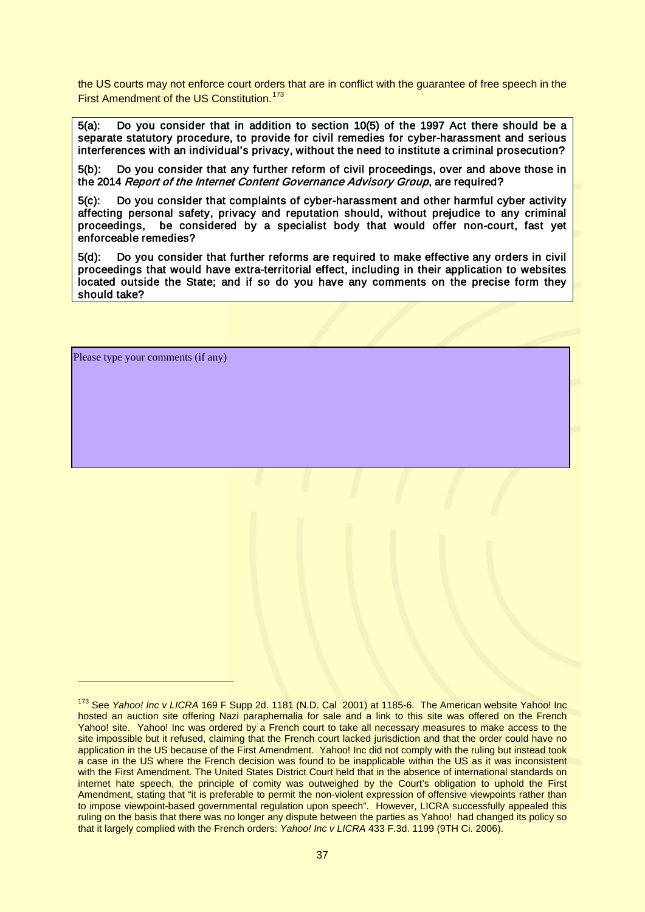the US courts may not enforce court orders that are in conflict with the guarantee of free speech in the First Amendment of the US Constitution.[173]

**5(a): Do you consider that in addition to section 10(5) of the 1997 Act there should be a separate statutory procedure, to provide for civil remedies for cyber-harassment and serious interferences with an individual's privacy, without the need to institute a criminal prosecution?**

**5(b): Do you consider that any further reform of civil proceedings, over and above those in the 2014 *Report of the Internet Content Governance Advisory Group*, are required?**

**5(c): Do you consider that complaints of cyber-harassment and other harmful cyber activity affecting personal safety, privacy and reputation should, without prejudice to any criminal proceedings, be considered by a specialist body that would offer non-court, fast yet enforceable remedies?**

**5(d): Do you consider that further reforms are required to make effective any orders in civil proceedings that would have extra-territorial effect, including in their application to websites located outside the State; and if so do you have any comments on the precise form they should take?**

Please type your comments (if any)

---

[173] See *Yahoo! Inc v LICRA* 169 F Supp 2d. 1181 (N.D. Cal 2001) at 1185-6. The American website Yahoo! Inc hosted an auction site offering Nazi paraphernalia for sale and a link to this site was offered on the French Yahoo! site. Yahoo! Inc was ordered by a French court to take all necessary measures to make access to the site impossible but it refused, claiming that the French court lacked jurisdiction and that the order could have no application in the US because of the First Amendment. Yahoo! Inc did not comply with the ruling but instead took a case in the US where the French decision was found to be inapplicable within the US as it was inconsistent with the First Amendment. The United States District Court held that in the absence of international standards on internet hate speech, the principle of comity was outweighed by the Court's obligation to uphold the First Amendment, stating that "it is preferable to permit the non-violent expression of offensive viewpoints rather than to impose viewpoint-based governmental regulation upon speech". However, LICRA successfully appealed this ruling on the basis that there was no longer any dispute between the parties as Yahoo! had changed its policy so that it largely complied with the French orders: *Yahoo! Inc v LICRA* 433 F.3d. 1199 (9TH Ci. 2006).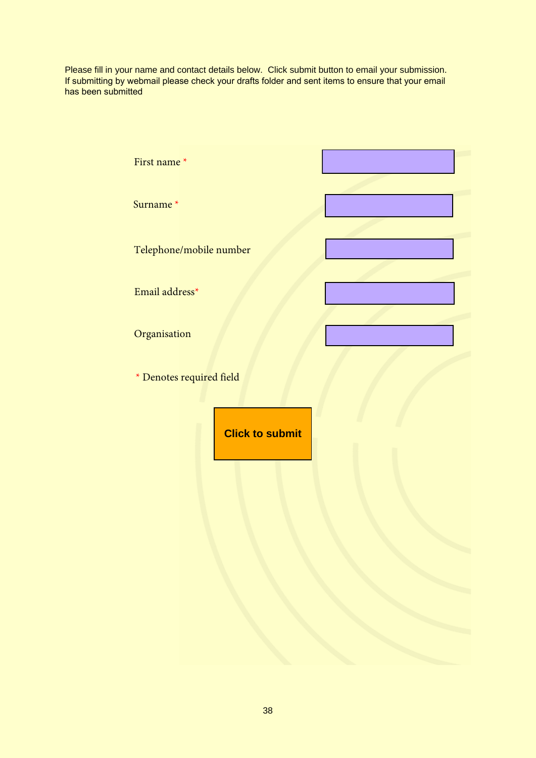Please fill in your name and contact details below. Click submit button to email your submission. If submitting by webmail please check your drafts folder and sent items to ensure that your email has been submitted

First name *

Surname *

Telephone/mobile number

Email address*

Organisation

* Denotes required field

**Click to submit**